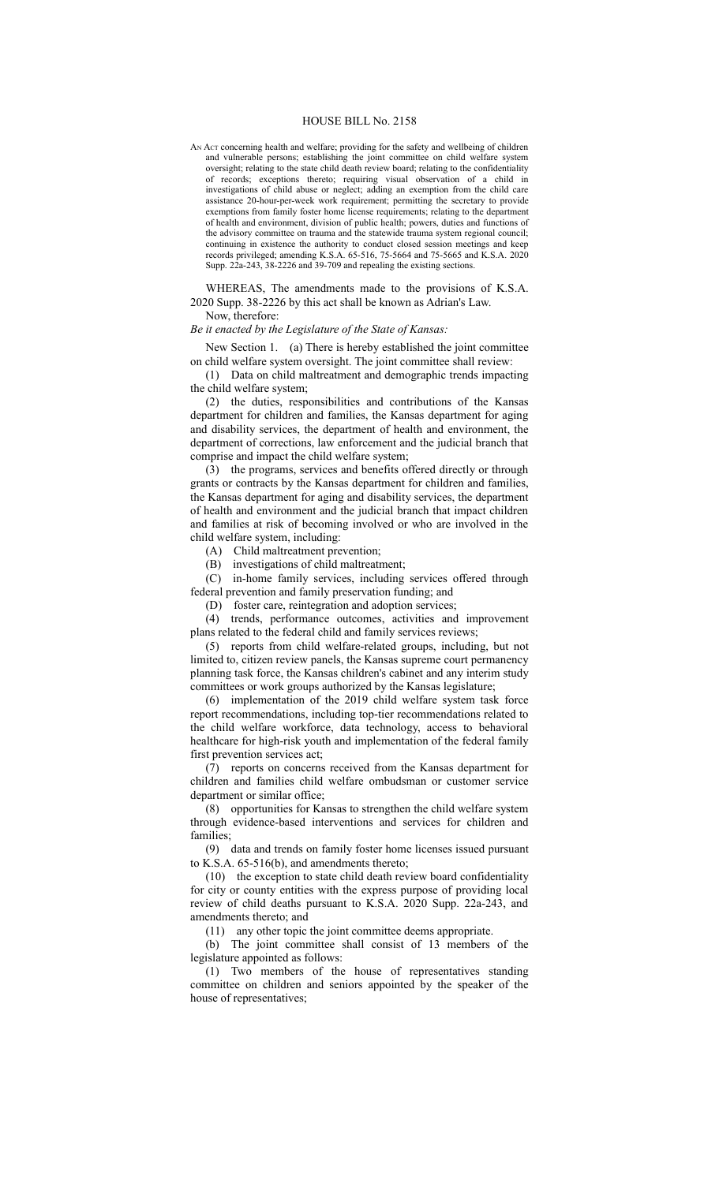# HOUSE BILL No. 2158

AN ACT concerning health and welfare; providing for the safety and wellbeing of children and vulnerable persons; establishing the joint committee on child welfare system oversight; relating to the state child death review board; relating to the confidentiality of records; exceptions thereto; requiring visual observation of a child in investigations of child abuse or neglect; adding an exemption from the child care assistance 20-hour-per-week work requirement; permitting the secretary to provide exemptions from family foster home license requirements; relating to the department of health and environment, division of public health; powers, duties and functions of the advisory committee on trauma and the statewide trauma system regional council; continuing in existence the authority to conduct closed session meetings and keep records privileged; amending K.S.A. 65-516, 75-5664 and 75-5665 and K.S.A. 2020 Supp. 22a-243, 38-2226 and 39-709 and repealing the existing sections.

WHEREAS, The amendments made to the provisions of K.S.A. 2020 Supp. 38-2226 by this act shall be known as Adrian's Law.

Now, therefore:

*Be it enacted by the Legislature of the State of Kansas:*

New Section 1. (a) There is hereby established the joint committee on child welfare system oversight. The joint committee shall review:

(1) Data on child maltreatment and demographic trends impacting the child welfare system;

(2) the duties, responsibilities and contributions of the Kansas department for children and families, the Kansas department for aging and disability services, the department of health and environment, the department of corrections, law enforcement and the judicial branch that comprise and impact the child welfare system;

(3) the programs, services and benefits offered directly or through grants or contracts by the Kansas department for children and families, the Kansas department for aging and disability services, the department of health and environment and the judicial branch that impact children and families at risk of becoming involved or who are involved in the child welfare system, including:

(A) Child maltreatment prevention;

(B) investigations of child maltreatment;

(C) in-home family services, including services offered through federal prevention and family preservation funding; and

(D) foster care, reintegration and adoption services;

(4) trends, performance outcomes, activities and improvement plans related to the federal child and family services reviews;

(5) reports from child welfare-related groups, including, but not limited to, citizen review panels, the Kansas supreme court permanency planning task force, the Kansas children's cabinet and any interim study committees or work groups authorized by the Kansas legislature;

(6) implementation of the 2019 child welfare system task force report recommendations, including top-tier recommendations related to the child welfare workforce, data technology, access to behavioral healthcare for high-risk youth and implementation of the federal family first prevention services act;

(7) reports on concerns received from the Kansas department for children and families child welfare ombudsman or customer service department or similar office;

(8) opportunities for Kansas to strengthen the child welfare system through evidence-based interventions and services for children and families;

(9) data and trends on family foster home licenses issued pursuant to K.S.A. 65-516(b), and amendments thereto;

(10) the exception to state child death review board confidentiality for city or county entities with the express purpose of providing local review of child deaths pursuant to K.S.A. 2020 Supp. 22a-243, and amendments thereto; and

(11) any other topic the joint committee deems appropriate.

(b) The joint committee shall consist of 13 members of the legislature appointed as follows:

(1) Two members of the house of representatives standing committee on children and seniors appointed by the speaker of the house of representatives;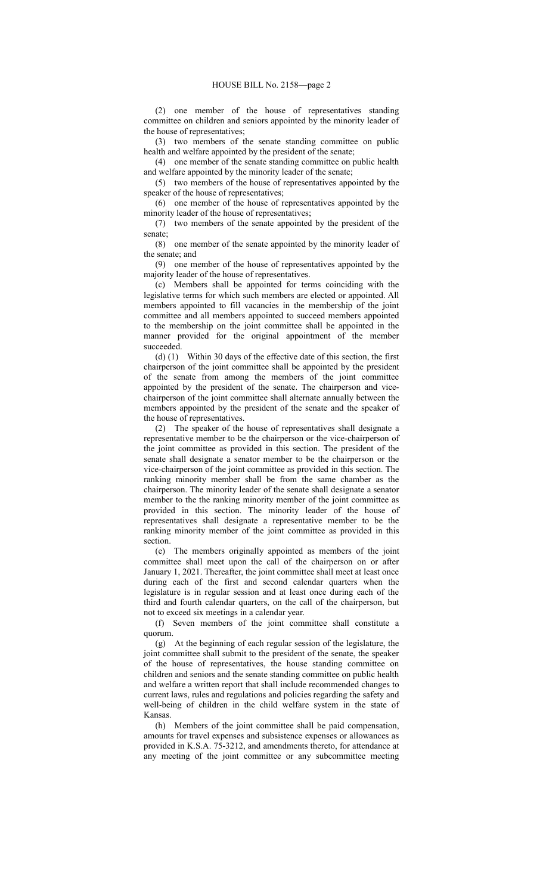(2) one member of the house of representatives standing committee on children and seniors appointed by the minority leader of the house of representatives;

(3) two members of the senate standing committee on public health and welfare appointed by the president of the senate;

(4) one member of the senate standing committee on public health and welfare appointed by the minority leader of the senate;

(5) two members of the house of representatives appointed by the speaker of the house of representatives;

(6) one member of the house of representatives appointed by the minority leader of the house of representatives;

(7) two members of the senate appointed by the president of the senate;

(8) one member of the senate appointed by the minority leader of the senate; and

(9) one member of the house of representatives appointed by the majority leader of the house of representatives.

(c) Members shall be appointed for terms coinciding with the legislative terms for which such members are elected or appointed. All members appointed to fill vacancies in the membership of the joint committee and all members appointed to succeed members appointed to the membership on the joint committee shall be appointed in the manner provided for the original appointment of the member succeeded.

(d) (1) Within 30 days of the effective date of this section, the first chairperson of the joint committee shall be appointed by the president of the senate from among the members of the joint committee appointed by the president of the senate. The chairperson and vice-chairperson of the joint committee shall alternate annually between the members appointed by the president of the senate and the speaker of the house of representatives.

(2) The speaker of the house of representatives shall designate a representative member to be the chairperson or the vice-chairperson of the joint committee as provided in this section. The president of the senate shall designate a senator member to be the chairperson or the vice-chairperson of the joint committee as provided in this section. The ranking minority member shall be from the same chamber as the chairperson. The minority leader of the senate shall designate a senator member to the the ranking minority member of the joint committee as provided in this section. The minority leader of the house of representatives shall designate a representative member to be the ranking minority member of the joint committee as provided in this section.

(e) The members originally appointed as members of the joint committee shall meet upon the call of the chairperson on or after January 1, 2021. Thereafter, the joint committee shall meet at least once during each of the first and second calendar quarters when the legislature is in regular session and at least once during each of the third and fourth calendar quarters, on the call of the chairperson, but not to exceed six meetings in a calendar year.

(f) Seven members of the joint committee shall constitute a quorum.

(g) At the beginning of each regular session of the legislature, the joint committee shall submit to the president of the senate, the speaker of the house of representatives, the house standing committee on children and seniors and the senate standing committee on public health and welfare a written report that shall include recommended changes to current laws, rules and regulations and policies regarding the safety and well-being of children in the child welfare system in the state of Kansas.

(h) Members of the joint committee shall be paid compensation, amounts for travel expenses and subsistence expenses or allowances as provided in K.S.A. 75-3212, and amendments thereto, for attendance at any meeting of the joint committee or any subcommittee meeting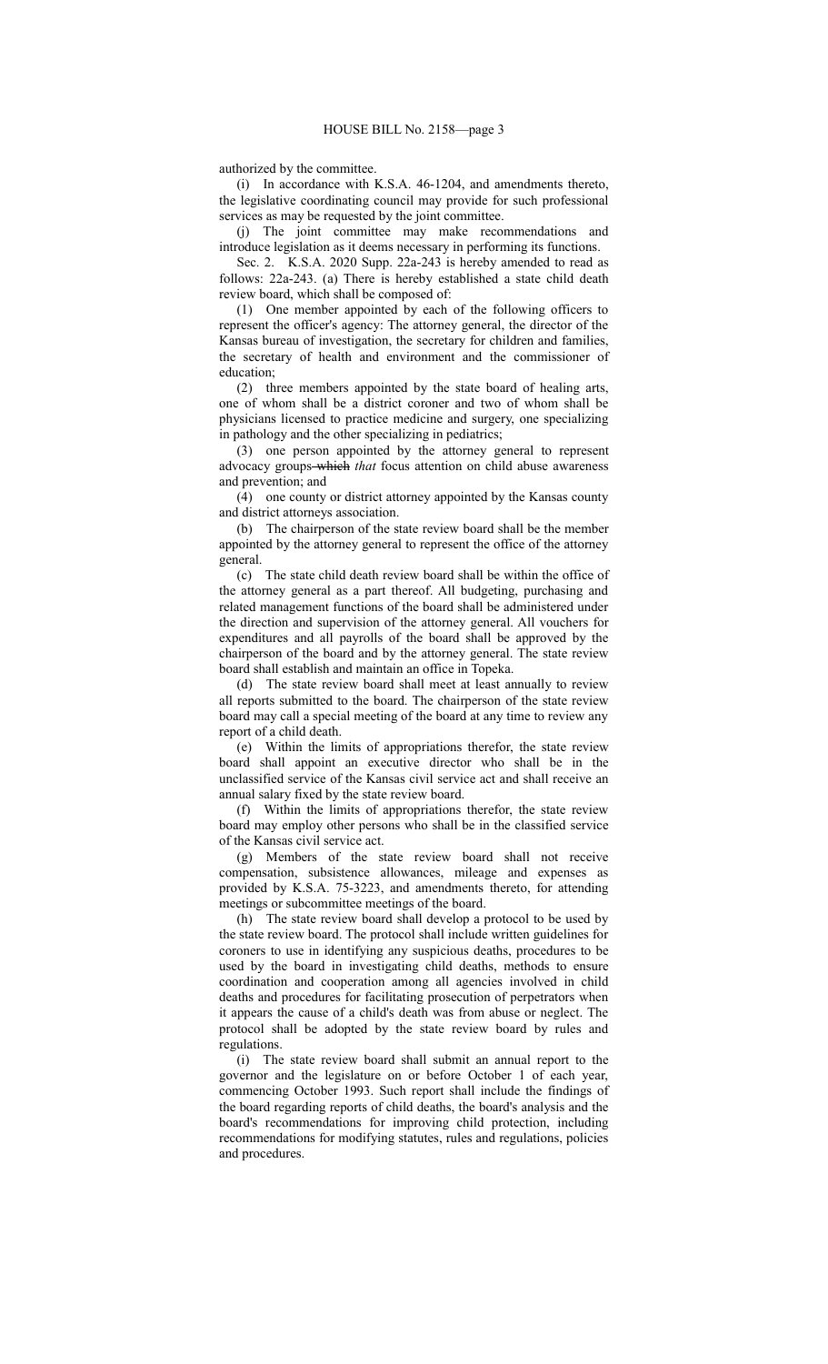authorized by the committee.

(i) In accordance with K.S.A. 46-1204, and amendments thereto, the legislative coordinating council may provide for such professional services as may be requested by the joint committee.

(j) The joint committee may make recommendations and introduce legislation as it deems necessary in performing its functions.

Sec. 2. K.S.A. 2020 Supp. 22a-243 is hereby amended to read as follows: 22a-243. (a) There is hereby established a state child death review board, which shall be composed of:

(1) One member appointed by each of the following officers to represent the officer's agency: The attorney general, the director of the Kansas bureau of investigation, the secretary for children and families, the secretary of health and environment and the commissioner of education;

(2) three members appointed by the state board of healing arts, one of whom shall be a district coroner and two of whom shall be physicians licensed to practice medicine and surgery, one specializing in pathology and the other specializing in pediatrics;

(3) one person appointed by the attorney general to represent advocacy groups ~~which~~ *that* focus attention on child abuse awareness and prevention; and

(4) one county or district attorney appointed by the Kansas county and district attorneys association.

(b) The chairperson of the state review board shall be the member appointed by the attorney general to represent the office of the attorney general.

(c) The state child death review board shall be within the office of the attorney general as a part thereof. All budgeting, purchasing and related management functions of the board shall be administered under the direction and supervision of the attorney general. All vouchers for expenditures and all payrolls of the board shall be approved by the chairperson of the board and by the attorney general. The state review board shall establish and maintain an office in Topeka.

(d) The state review board shall meet at least annually to review all reports submitted to the board. The chairperson of the state review board may call a special meeting of the board at any time to review any report of a child death.

(e) Within the limits of appropriations therefor, the state review board shall appoint an executive director who shall be in the unclassified service of the Kansas civil service act and shall receive an annual salary fixed by the state review board.

(f) Within the limits of appropriations therefor, the state review board may employ other persons who shall be in the classified service of the Kansas civil service act.

(g) Members of the state review board shall not receive compensation, subsistence allowances, mileage and expenses as provided by K.S.A. 75-3223, and amendments thereto, for attending meetings or subcommittee meetings of the board.

(h) The state review board shall develop a protocol to be used by the state review board. The protocol shall include written guidelines for coroners to use in identifying any suspicious deaths, procedures to be used by the board in investigating child deaths, methods to ensure coordination and cooperation among all agencies involved in child deaths and procedures for facilitating prosecution of perpetrators when it appears the cause of a child's death was from abuse or neglect. The protocol shall be adopted by the state review board by rules and regulations.

(i) The state review board shall submit an annual report to the governor and the legislature on or before October 1 of each year, commencing October 1993. Such report shall include the findings of the board regarding reports of child deaths, the board's analysis and the board's recommendations for improving child protection, including recommendations for modifying statutes, rules and regulations, policies and procedures.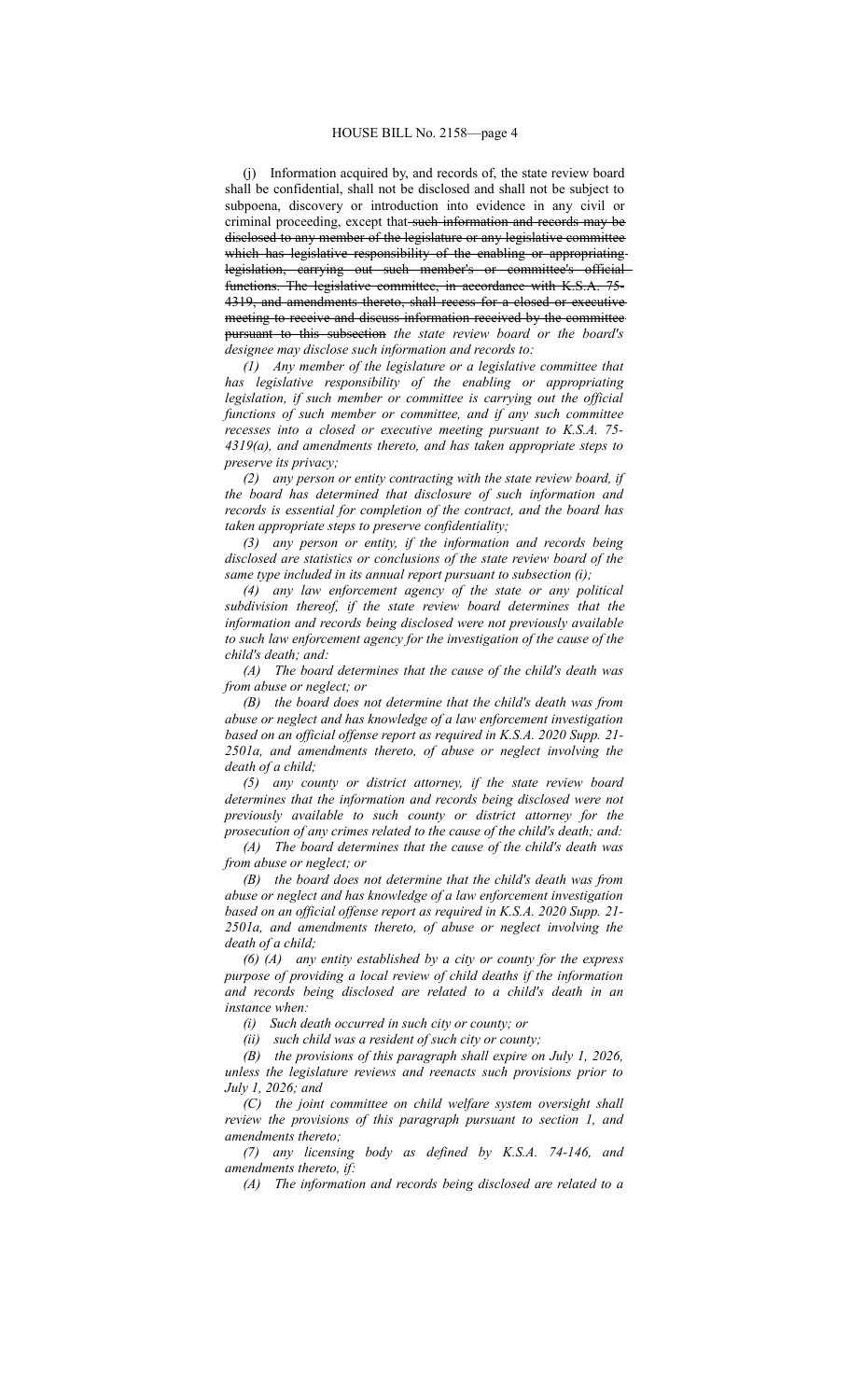(j) Information acquired by, and records of, the state review board shall be confidential, shall not be disclosed and shall not be subject to subpoena, discovery or introduction into evidence in any civil or criminal proceeding, except that ~~such information and records may be disclosed to any member of the legislature or any legislative committee which has legislative responsibility of the enabling or appropriating legislation, carrying out such member's or committee's official functions. The legislative committee, in accordance with K.S.A. 75-4319, and amendments thereto, shall recess for a closed or executive meeting to receive and discuss information received by the committee pursuant to this subsection~~ *the state review board or the board's designee may disclose such information and records to:*

*(1) Any member of the legislature or a legislative committee that has legislative responsibility of the enabling or appropriating legislation, if such member or committee is carrying out the official functions of such member or committee, and if any such committee recesses into a closed or executive meeting pursuant to K.S.A. 75-4319(a), and amendments thereto, and has taken appropriate steps to preserve its privacy;*

*(2) any person or entity contracting with the state review board, if the board has determined that disclosure of such information and records is essential for completion of the contract, and the board has taken appropriate steps to preserve confidentiality;*

*(3) any person or entity, if the information and records being disclosed are statistics or conclusions of the state review board of the same type included in its annual report pursuant to subsection (i);*

*(4) any law enforcement agency of the state or any political subdivision thereof, if the state review board determines that the information and records being disclosed were not previously available to such law enforcement agency for the investigation of the cause of the child's death; and:*

*(A) The board determines that the cause of the child's death was from abuse or neglect; or*

*(B) the board does not determine that the child's death was from abuse or neglect and has knowledge of a law enforcement investigation based on an official offense report as required in K.S.A. 2020 Supp. 21-2501a, and amendments thereto, of abuse or neglect involving the death of a child;*

*(5) any county or district attorney, if the state review board determines that the information and records being disclosed were not previously available to such county or district attorney for the prosecution of any crimes related to the cause of the child's death; and:*

*(A) The board determines that the cause of the child's death was from abuse or neglect; or*

*(B) the board does not determine that the child's death was from abuse or neglect and has knowledge of a law enforcement investigation based on an official offense report as required in K.S.A. 2020 Supp. 21-2501a, and amendments thereto, of abuse or neglect involving the death of a child;*

*(6) (A) any entity established by a city or county for the express purpose of providing a local review of child deaths if the information and records being disclosed are related to a child's death in an instance when:*

*(i) Such death occurred in such city or county; or*

*(ii) such child was a resident of such city or county;*

*(B) the provisions of this paragraph shall expire on July 1, 2026, unless the legislature reviews and reenacts such provisions prior to July 1, 2026; and*

*(C) the joint committee on child welfare system oversight shall review the provisions of this paragraph pursuant to section 1, and amendments thereto;*

*(7) any licensing body as defined by K.S.A. 74-146, and amendments thereto, if:*

*(A) The information and records being disclosed are related to a*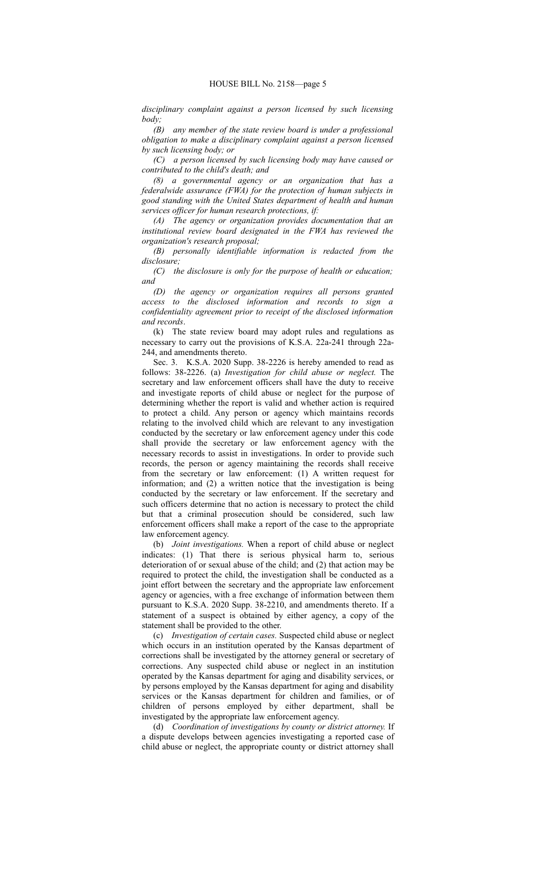*disciplinary complaint against a person licensed by such licensing body;*

*(B) any member of the state review board is under a professional obligation to make a disciplinary complaint against a person licensed by such licensing body; or*

*(C) a person licensed by such licensing body may have caused or contributed to the child's death; and*

*(8) a governmental agency or an organization that has a federalwide assurance (FWA) for the protection of human subjects in good standing with the United States department of health and human services officer for human research protections, if:*

*(A) The agency or organization provides documentation that an institutional review board designated in the FWA has reviewed the organization's research proposal;*

*(B) personally identifiable information is redacted from the disclosure;*

*(C) the disclosure is only for the purpose of health or education; and*

*(D) the agency or organization requires all persons granted access to the disclosed information and records to sign a confidentiality agreement prior to receipt of the disclosed information and records*.

(k) The state review board may adopt rules and regulations as necessary to carry out the provisions of K.S.A. 22a-241 through 22a-244, and amendments thereto.

Sec. 3. K.S.A. 2020 Supp. 38-2226 is hereby amended to read as follows: 38-2226. (a) *Investigation for child abuse or neglect.* The secretary and law enforcement officers shall have the duty to receive and investigate reports of child abuse or neglect for the purpose of determining whether the report is valid and whether action is required to protect a child. Any person or agency which maintains records relating to the involved child which are relevant to any investigation conducted by the secretary or law enforcement agency under this code shall provide the secretary or law enforcement agency with the necessary records to assist in investigations. In order to provide such records, the person or agency maintaining the records shall receive from the secretary or law enforcement: (1) A written request for information; and (2) a written notice that the investigation is being conducted by the secretary or law enforcement. If the secretary and such officers determine that no action is necessary to protect the child but that a criminal prosecution should be considered, such law enforcement officers shall make a report of the case to the appropriate law enforcement agency.

(b) *Joint investigations.* When a report of child abuse or neglect indicates: (1) That there is serious physical harm to, serious deterioration of or sexual abuse of the child; and (2) that action may be required to protect the child, the investigation shall be conducted as a joint effort between the secretary and the appropriate law enforcement agency or agencies, with a free exchange of information between them pursuant to K.S.A. 2020 Supp. 38-2210, and amendments thereto. If a statement of a suspect is obtained by either agency, a copy of the statement shall be provided to the other.

(c) *Investigation of certain cases.* Suspected child abuse or neglect which occurs in an institution operated by the Kansas department of corrections shall be investigated by the attorney general or secretary of corrections. Any suspected child abuse or neglect in an institution operated by the Kansas department for aging and disability services, or by persons employed by the Kansas department for aging and disability services or the Kansas department for children and families, or of children of persons employed by either department, shall be investigated by the appropriate law enforcement agency.

(d) *Coordination of investigations by county or district attorney.* If a dispute develops between agencies investigating a reported case of child abuse or neglect, the appropriate county or district attorney shall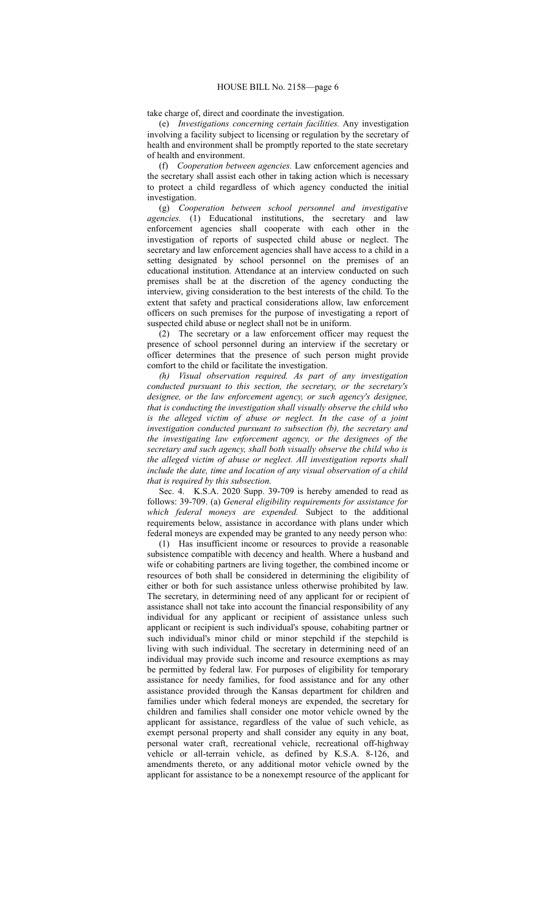take charge of, direct and coordinate the investigation.

(e) *Investigations concerning certain facilities.* Any investigation involving a facility subject to licensing or regulation by the secretary of health and environment shall be promptly reported to the state secretary of health and environment.

(f) *Cooperation between agencies.* Law enforcement agencies and the secretary shall assist each other in taking action which is necessary to protect a child regardless of which agency conducted the initial investigation.

(g) *Cooperation between school personnel and investigative agencies.* (1) Educational institutions, the secretary and law enforcement agencies shall cooperate with each other in the investigation of reports of suspected child abuse or neglect. The secretary and law enforcement agencies shall have access to a child in a setting designated by school personnel on the premises of an educational institution. Attendance at an interview conducted on such premises shall be at the discretion of the agency conducting the interview, giving consideration to the best interests of the child. To the extent that safety and practical considerations allow, law enforcement officers on such premises for the purpose of investigating a report of suspected child abuse or neglect shall not be in uniform.

(2) The secretary or a law enforcement officer may request the presence of school personnel during an interview if the secretary or officer determines that the presence of such person might provide comfort to the child or facilitate the investigation.

*(h) Visual observation required. As part of any investigation conducted pursuant to this section, the secretary, or the secretary's designee, or the law enforcement agency, or such agency's designee, that is conducting the investigation shall visually observe the child who is the alleged victim of abuse or neglect. In the case of a joint investigation conducted pursuant to subsection (b), the secretary and the investigating law enforcement agency, or the designees of the secretary and such agency, shall both visually observe the child who is the alleged victim of abuse or neglect. All investigation reports shall include the date, time and location of any visual observation of a child that is required by this subsection.*

Sec. 4. K.S.A. 2020 Supp. 39-709 is hereby amended to read as follows: 39-709. (a) *General eligibility requirements for assistance for which federal moneys are expended.* Subject to the additional requirements below, assistance in accordance with plans under which federal moneys are expended may be granted to any needy person who:

(1) Has insufficient income or resources to provide a reasonable subsistence compatible with decency and health. Where a husband and wife or cohabiting partners are living together, the combined income or resources of both shall be considered in determining the eligibility of either or both for such assistance unless otherwise prohibited by law. The secretary, in determining need of any applicant for or recipient of assistance shall not take into account the financial responsibility of any individual for any applicant or recipient of assistance unless such applicant or recipient is such individual's spouse, cohabiting partner or such individual's minor child or minor stepchild if the stepchild is living with such individual. The secretary in determining need of an individual may provide such income and resource exemptions as may be permitted by federal law. For purposes of eligibility for temporary assistance for needy families, for food assistance and for any other assistance provided through the Kansas department for children and families under which federal moneys are expended, the secretary for children and families shall consider one motor vehicle owned by the applicant for assistance, regardless of the value of such vehicle, as exempt personal property and shall consider any equity in any boat, personal water craft, recreational vehicle, recreational off-highway vehicle or all-terrain vehicle, as defined by K.S.A. 8-126, and amendments thereto, or any additional motor vehicle owned by the applicant for assistance to be a nonexempt resource of the applicant for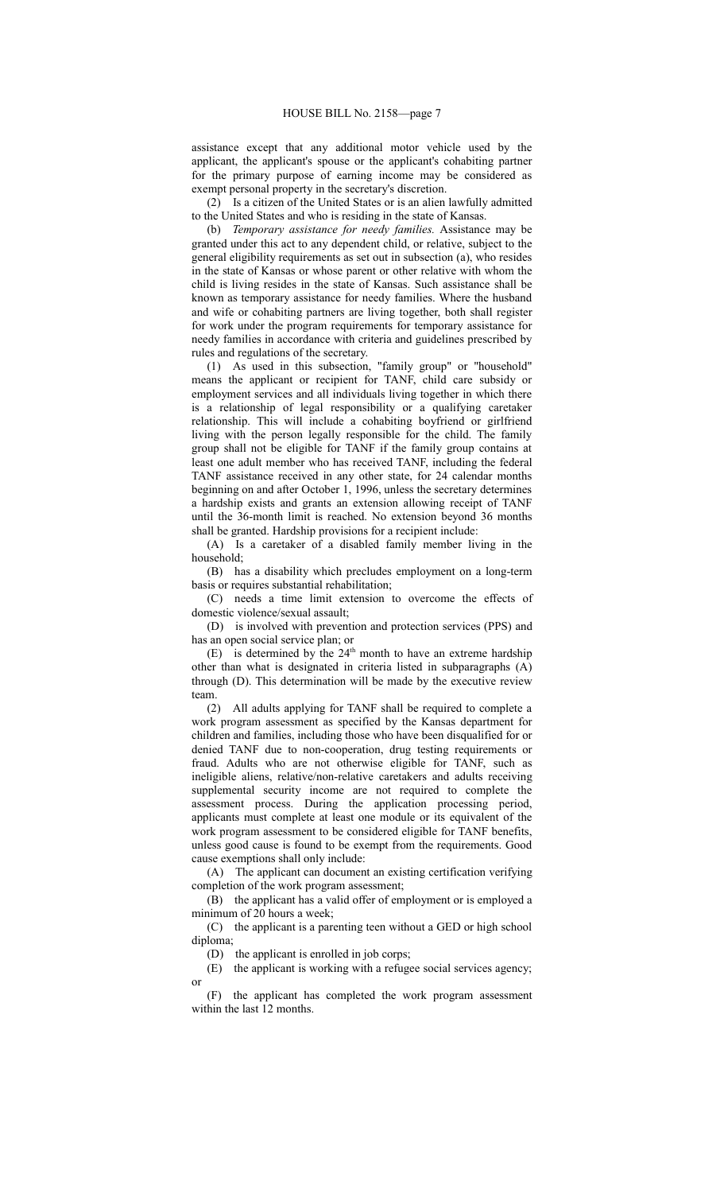assistance except that any additional motor vehicle used by the applicant, the applicant's spouse or the applicant's cohabiting partner for the primary purpose of earning income may be considered as exempt personal property in the secretary's discretion.

(2) Is a citizen of the United States or is an alien lawfully admitted to the United States and who is residing in the state of Kansas.

(b) *Temporary assistance for needy families.* Assistance may be granted under this act to any dependent child, or relative, subject to the general eligibility requirements as set out in subsection (a), who resides in the state of Kansas or whose parent or other relative with whom the child is living resides in the state of Kansas. Such assistance shall be known as temporary assistance for needy families. Where the husband and wife or cohabiting partners are living together, both shall register for work under the program requirements for temporary assistance for needy families in accordance with criteria and guidelines prescribed by rules and regulations of the secretary.

(1) As used in this subsection, "family group" or "household" means the applicant or recipient for TANF, child care subsidy or employment services and all individuals living together in which there is a relationship of legal responsibility or a qualifying caretaker relationship. This will include a cohabiting boyfriend or girlfriend living with the person legally responsible for the child. The family group shall not be eligible for TANF if the family group contains at least one adult member who has received TANF, including the federal TANF assistance received in any other state, for 24 calendar months beginning on and after October 1, 1996, unless the secretary determines a hardship exists and grants an extension allowing receipt of TANF until the 36-month limit is reached. No extension beyond 36 months shall be granted. Hardship provisions for a recipient include:

(A) Is a caretaker of a disabled family member living in the household;

(B) has a disability which precludes employment on a long-term basis or requires substantial rehabilitation;

(C) needs a time limit extension to overcome the effects of domestic violence/sexual assault;

(D) is involved with prevention and protection services (PPS) and has an open social service plan; or

(E) is determined by the 24th month to have an extreme hardship other than what is designated in criteria listed in subparagraphs (A) through (D). This determination will be made by the executive review team.

(2) All adults applying for TANF shall be required to complete a work program assessment as specified by the Kansas department for children and families, including those who have been disqualified for or denied TANF due to non-cooperation, drug testing requirements or fraud. Adults who are not otherwise eligible for TANF, such as ineligible aliens, relative/non-relative caretakers and adults receiving supplemental security income are not required to complete the assessment process. During the application processing period, applicants must complete at least one module or its equivalent of the work program assessment to be considered eligible for TANF benefits, unless good cause is found to be exempt from the requirements. Good cause exemptions shall only include:

(A) The applicant can document an existing certification verifying completion of the work program assessment;

(B) the applicant has a valid offer of employment or is employed a minimum of 20 hours a week;

(C) the applicant is a parenting teen without a GED or high school diploma;

(D) the applicant is enrolled in job corps;

(E) the applicant is working with a refugee social services agency; or

(F) the applicant has completed the work program assessment within the last 12 months.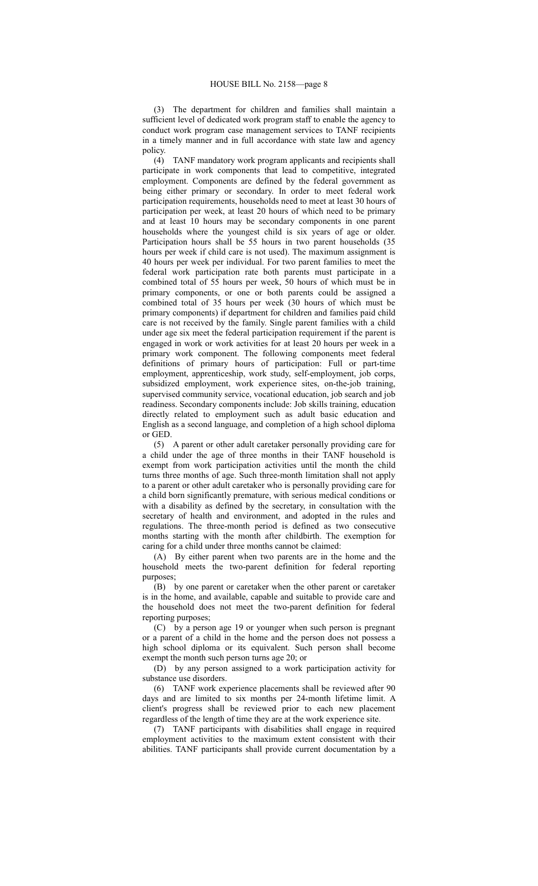(3) The department for children and families shall maintain a sufficient level of dedicated work program staff to enable the agency to conduct work program case management services to TANF recipients in a timely manner and in full accordance with state law and agency policy.

(4) TANF mandatory work program applicants and recipients shall participate in work components that lead to competitive, integrated employment. Components are defined by the federal government as being either primary or secondary. In order to meet federal work participation requirements, households need to meet at least 30 hours of participation per week, at least 20 hours of which need to be primary and at least 10 hours may be secondary components in one parent households where the youngest child is six years of age or older. Participation hours shall be 55 hours in two parent households (35 hours per week if child care is not used). The maximum assignment is 40 hours per week per individual. For two parent families to meet the federal work participation rate both parents must participate in a combined total of 55 hours per week, 50 hours of which must be in primary components, or one or both parents could be assigned a combined total of 35 hours per week (30 hours of which must be primary components) if department for children and families paid child care is not received by the family. Single parent families with a child under age six meet the federal participation requirement if the parent is engaged in work or work activities for at least 20 hours per week in a primary work component. The following components meet federal definitions of primary hours of participation: Full or part-time employment, apprenticeship, work study, self-employment, job corps, subsidized employment, work experience sites, on-the-job training, supervised community service, vocational education, job search and job readiness. Secondary components include: Job skills training, education directly related to employment such as adult basic education and English as a second language, and completion of a high school diploma or GED.

(5) A parent or other adult caretaker personally providing care for a child under the age of three months in their TANF household is exempt from work participation activities until the month the child turns three months of age. Such three-month limitation shall not apply to a parent or other adult caretaker who is personally providing care for a child born significantly premature, with serious medical conditions or with a disability as defined by the secretary, in consultation with the secretary of health and environment, and adopted in the rules and regulations. The three-month period is defined as two consecutive months starting with the month after childbirth. The exemption for caring for a child under three months cannot be claimed:

(A) By either parent when two parents are in the home and the household meets the two-parent definition for federal reporting purposes;

(B) by one parent or caretaker when the other parent or caretaker is in the home, and available, capable and suitable to provide care and the household does not meet the two-parent definition for federal reporting purposes;

(C) by a person age 19 or younger when such person is pregnant or a parent of a child in the home and the person does not possess a high school diploma or its equivalent. Such person shall become exempt the month such person turns age 20; or

(D) by any person assigned to a work participation activity for substance use disorders.

(6) TANF work experience placements shall be reviewed after 90 days and are limited to six months per 24-month lifetime limit. A client's progress shall be reviewed prior to each new placement regardless of the length of time they are at the work experience site.

(7) TANF participants with disabilities shall engage in required employment activities to the maximum extent consistent with their abilities. TANF participants shall provide current documentation by a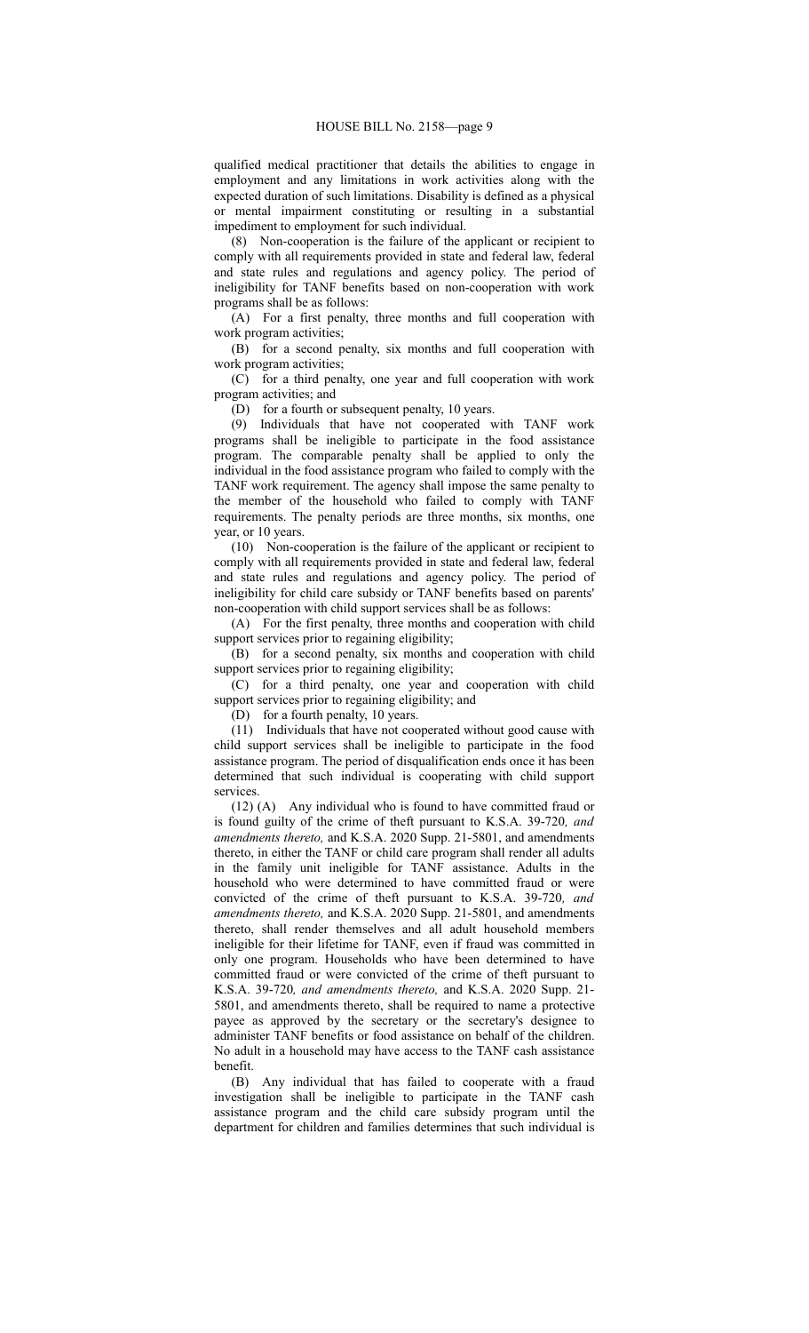qualified medical practitioner that details the abilities to engage in employment and any limitations in work activities along with the expected duration of such limitations. Disability is defined as a physical or mental impairment constituting or resulting in a substantial impediment to employment for such individual.

(8) Non-cooperation is the failure of the applicant or recipient to comply with all requirements provided in state and federal law, federal and state rules and regulations and agency policy. The period of ineligibility for TANF benefits based on non-cooperation with work programs shall be as follows:

(A) For a first penalty, three months and full cooperation with work program activities;

(B) for a second penalty, six months and full cooperation with work program activities;

(C) for a third penalty, one year and full cooperation with work program activities; and

(D) for a fourth or subsequent penalty, 10 years.

(9) Individuals that have not cooperated with TANF work programs shall be ineligible to participate in the food assistance program. The comparable penalty shall be applied to only the individual in the food assistance program who failed to comply with the TANF work requirement. The agency shall impose the same penalty to the member of the household who failed to comply with TANF requirements. The penalty periods are three months, six months, one year, or 10 years.

(10) Non-cooperation is the failure of the applicant or recipient to comply with all requirements provided in state and federal law, federal and state rules and regulations and agency policy. The period of ineligibility for child care subsidy or TANF benefits based on parents' non-cooperation with child support services shall be as follows:

(A) For the first penalty, three months and cooperation with child support services prior to regaining eligibility;

(B) for a second penalty, six months and cooperation with child support services prior to regaining eligibility;

(C) for a third penalty, one year and cooperation with child support services prior to regaining eligibility; and

(D) for a fourth penalty, 10 years.

(11) Individuals that have not cooperated without good cause with child support services shall be ineligible to participate in the food assistance program. The period of disqualification ends once it has been determined that such individual is cooperating with child support services.

(12) (A) Any individual who is found to have committed fraud or is found guilty of the crime of theft pursuant to K.S.A. 39-720*, and amendments thereto,* and K.S.A. 2020 Supp. 21-5801, and amendments thereto, in either the TANF or child care program shall render all adults in the family unit ineligible for TANF assistance. Adults in the household who were determined to have committed fraud or were convicted of the crime of theft pursuant to K.S.A. 39-720*, and amendments thereto,* and K.S.A. 2020 Supp. 21-5801, and amendments thereto, shall render themselves and all adult household members ineligible for their lifetime for TANF, even if fraud was committed in only one program. Households who have been determined to have committed fraud or were convicted of the crime of theft pursuant to K.S.A. 39-720*, and amendments thereto,* and K.S.A. 2020 Supp. 21-5801, and amendments thereto, shall be required to name a protective payee as approved by the secretary or the secretary's designee to administer TANF benefits or food assistance on behalf of the children. No adult in a household may have access to the TANF cash assistance benefit.

(B) Any individual that has failed to cooperate with a fraud investigation shall be ineligible to participate in the TANF cash assistance program and the child care subsidy program until the department for children and families determines that such individual is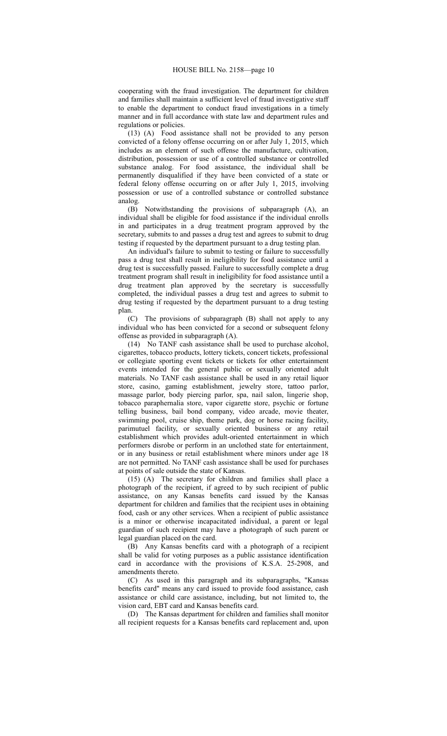cooperating with the fraud investigation. The department for children and families shall maintain a sufficient level of fraud investigative staff to enable the department to conduct fraud investigations in a timely manner and in full accordance with state law and department rules and regulations or policies.

(13) (A) Food assistance shall not be provided to any person convicted of a felony offense occurring on or after July 1, 2015, which includes as an element of such offense the manufacture, cultivation, distribution, possession or use of a controlled substance or controlled substance analog. For food assistance, the individual shall be permanently disqualified if they have been convicted of a state or federal felony offense occurring on or after July 1, 2015, involving possession or use of a controlled substance or controlled substance analog.

(B) Notwithstanding the provisions of subparagraph (A), an individual shall be eligible for food assistance if the individual enrolls in and participates in a drug treatment program approved by the secretary, submits to and passes a drug test and agrees to submit to drug testing if requested by the department pursuant to a drug testing plan.

An individual's failure to submit to testing or failure to successfully pass a drug test shall result in ineligibility for food assistance until a drug test is successfully passed. Failure to successfully complete a drug treatment program shall result in ineligibility for food assistance until a drug treatment plan approved by the secretary is successfully completed, the individual passes a drug test and agrees to submit to drug testing if requested by the department pursuant to a drug testing plan.

(C) The provisions of subparagraph (B) shall not apply to any individual who has been convicted for a second or subsequent felony offense as provided in subparagraph (A).

(14) No TANF cash assistance shall be used to purchase alcohol, cigarettes, tobacco products, lottery tickets, concert tickets, professional or collegiate sporting event tickets or tickets for other entertainment events intended for the general public or sexually oriented adult materials. No TANF cash assistance shall be used in any retail liquor store, casino, gaming establishment, jewelry store, tattoo parlor, massage parlor, body piercing parlor, spa, nail salon, lingerie shop, tobacco paraphernalia store, vapor cigarette store, psychic or fortune telling business, bail bond company, video arcade, movie theater, swimming pool, cruise ship, theme park, dog or horse racing facility, parimutuel facility, or sexually oriented business or any retail establishment which provides adult-oriented entertainment in which performers disrobe or perform in an unclothed state for entertainment, or in any business or retail establishment where minors under age 18 are not permitted. No TANF cash assistance shall be used for purchases at points of sale outside the state of Kansas.

(15) (A) The secretary for children and families shall place a photograph of the recipient, if agreed to by such recipient of public assistance, on any Kansas benefits card issued by the Kansas department for children and families that the recipient uses in obtaining food, cash or any other services. When a recipient of public assistance is a minor or otherwise incapacitated individual, a parent or legal guardian of such recipient may have a photograph of such parent or legal guardian placed on the card.

(B) Any Kansas benefits card with a photograph of a recipient shall be valid for voting purposes as a public assistance identification card in accordance with the provisions of K.S.A. 25-2908, and amendments thereto.

(C) As used in this paragraph and its subparagraphs, "Kansas benefits card" means any card issued to provide food assistance, cash assistance or child care assistance, including, but not limited to, the vision card, EBT card and Kansas benefits card.

(D) The Kansas department for children and families shall monitor all recipient requests for a Kansas benefits card replacement and, upon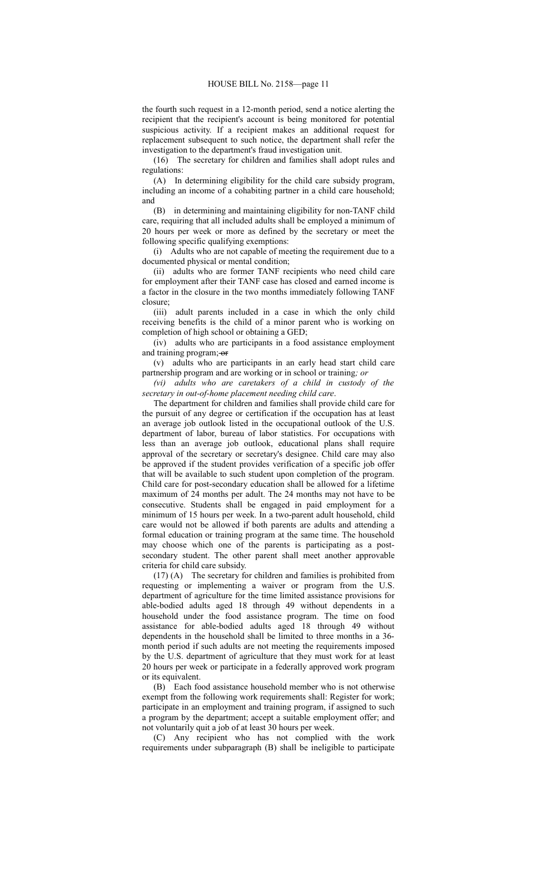the fourth such request in a 12-month period, send a notice alerting the recipient that the recipient's account is being monitored for potential suspicious activity. If a recipient makes an additional request for replacement subsequent to such notice, the department shall refer the investigation to the department's fraud investigation unit.

(16) The secretary for children and families shall adopt rules and regulations:

(A) In determining eligibility for the child care subsidy program, including an income of a cohabiting partner in a child care household; and

(B) in determining and maintaining eligibility for non-TANF child care, requiring that all included adults shall be employed a minimum of 20 hours per week or more as defined by the secretary or meet the following specific qualifying exemptions:

(i) Adults who are not capable of meeting the requirement due to a documented physical or mental condition;

(ii) adults who are former TANF recipients who need child care for employment after their TANF case has closed and earned income is a factor in the closure in the two months immediately following TANF closure;

(iii) adult parents included in a case in which the only child receiving benefits is the child of a minor parent who is working on completion of high school or obtaining a GED;

(iv) adults who are participants in a food assistance employment and training program; ~~or~~

(v) adults who are participants in an early head start child care partnership program and are working or in school or training*; or*

*(vi) adults who are caretakers of a child in custody of the secretary in out-of-home placement needing child care*.

The department for children and families shall provide child care for the pursuit of any degree or certification if the occupation has at least an average job outlook listed in the occupational outlook of the U.S. department of labor, bureau of labor statistics. For occupations with less than an average job outlook, educational plans shall require approval of the secretary or secretary's designee. Child care may also be approved if the student provides verification of a specific job offer that will be available to such student upon completion of the program. Child care for post-secondary education shall be allowed for a lifetime maximum of 24 months per adult. The 24 months may not have to be consecutive. Students shall be engaged in paid employment for a minimum of 15 hours per week. In a two-parent adult household, child care would not be allowed if both parents are adults and attending a formal education or training program at the same time. The household may choose which one of the parents is participating as a post-secondary student. The other parent shall meet another approvable criteria for child care subsidy.

(17) (A) The secretary for children and families is prohibited from requesting or implementing a waiver or program from the U.S. department of agriculture for the time limited assistance provisions for able-bodied adults aged 18 through 49 without dependents in a household under the food assistance program. The time on food assistance for able-bodied adults aged 18 through 49 without dependents in the household shall be limited to three months in a 36-month period if such adults are not meeting the requirements imposed by the U.S. department of agriculture that they must work for at least 20 hours per week or participate in a federally approved work program or its equivalent.

(B) Each food assistance household member who is not otherwise exempt from the following work requirements shall: Register for work; participate in an employment and training program, if assigned to such a program by the department; accept a suitable employment offer; and not voluntarily quit a job of at least 30 hours per week.

(C) Any recipient who has not complied with the work requirements under subparagraph (B) shall be ineligible to participate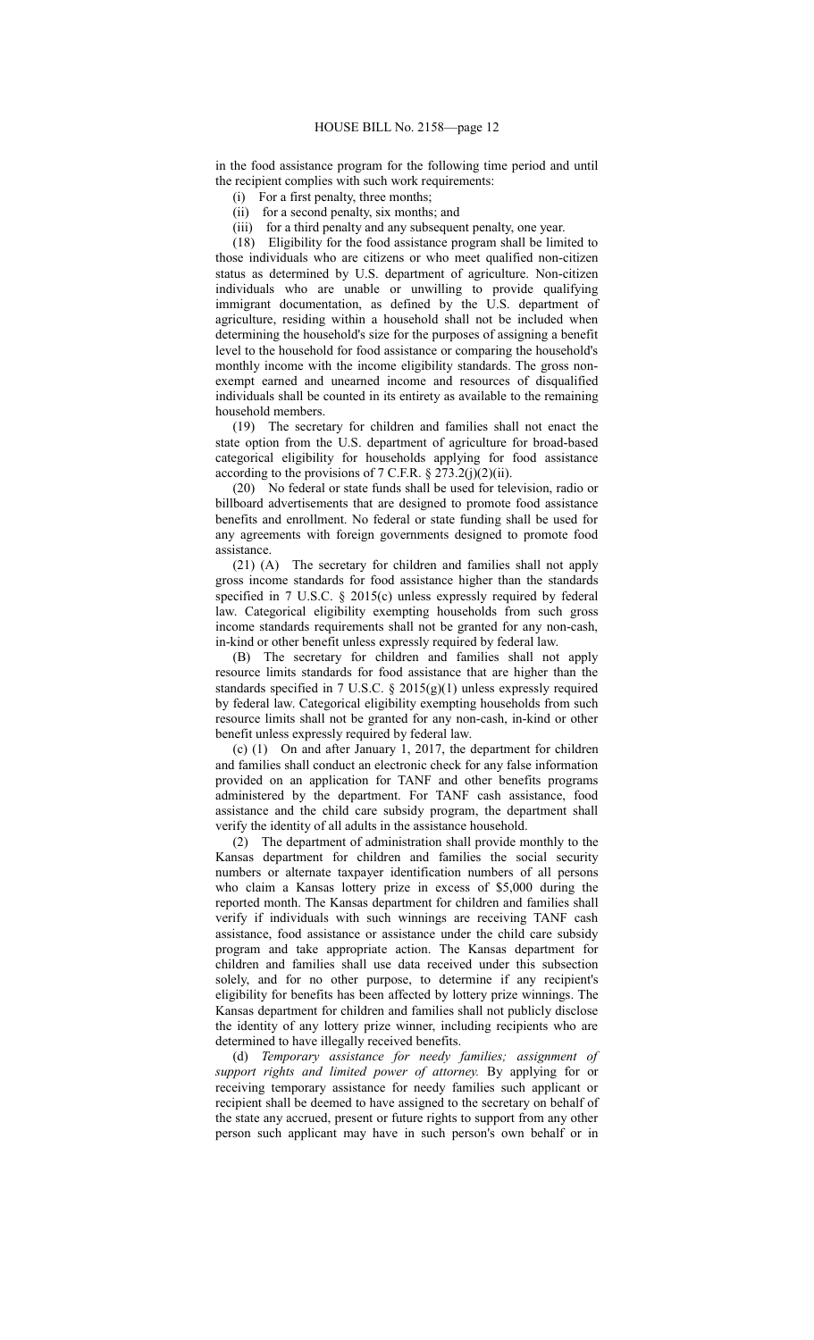in the food assistance program for the following time period and until the recipient complies with such work requirements:

(i) For a first penalty, three months;

(ii) for a second penalty, six months; and

(iii) for a third penalty and any subsequent penalty, one year.

(18) Eligibility for the food assistance program shall be limited to those individuals who are citizens or who meet qualified non-citizen status as determined by U.S. department of agriculture. Non-citizen individuals who are unable or unwilling to provide qualifying immigrant documentation, as defined by the U.S. department of agriculture, residing within a household shall not be included when determining the household's size for the purposes of assigning a benefit level to the household for food assistance or comparing the household's monthly income with the income eligibility standards. The gross non-exempt earned and unearned income and resources of disqualified individuals shall be counted in its entirety as available to the remaining household members.

(19) The secretary for children and families shall not enact the state option from the U.S. department of agriculture for broad-based categorical eligibility for households applying for food assistance according to the provisions of 7 C.F.R. § 273.2(j)(2)(ii).

(20) No federal or state funds shall be used for television, radio or billboard advertisements that are designed to promote food assistance benefits and enrollment. No federal or state funding shall be used for any agreements with foreign governments designed to promote food assistance.

(21) (A) The secretary for children and families shall not apply gross income standards for food assistance higher than the standards specified in 7 U.S.C. § 2015(c) unless expressly required by federal law. Categorical eligibility exempting households from such gross income standards requirements shall not be granted for any non-cash, in-kind or other benefit unless expressly required by federal law.

(B) The secretary for children and families shall not apply resource limits standards for food assistance that are higher than the standards specified in 7 U.S.C. § 2015(g)(1) unless expressly required by federal law. Categorical eligibility exempting households from such resource limits shall not be granted for any non-cash, in-kind or other benefit unless expressly required by federal law.

(c) (1) On and after January 1, 2017, the department for children and families shall conduct an electronic check for any false information provided on an application for TANF and other benefits programs administered by the department. For TANF cash assistance, food assistance and the child care subsidy program, the department shall verify the identity of all adults in the assistance household.

(2) The department of administration shall provide monthly to the Kansas department for children and families the social security numbers or alternate taxpayer identification numbers of all persons who claim a Kansas lottery prize in excess of $5,000 during the reported month. The Kansas department for children and families shall verify if individuals with such winnings are receiving TANF cash assistance, food assistance or assistance under the child care subsidy program and take appropriate action. The Kansas department for children and families shall use data received under this subsection solely, and for no other purpose, to determine if any recipient's eligibility for benefits has been affected by lottery prize winnings. The Kansas department for children and families shall not publicly disclose the identity of any lottery prize winner, including recipients who are determined to have illegally received benefits.

(d) *Temporary assistance for needy families; assignment of support rights and limited power of attorney.* By applying for or receiving temporary assistance for needy families such applicant or recipient shall be deemed to have assigned to the secretary on behalf of the state any accrued, present or future rights to support from any other person such applicant may have in such person's own behalf or in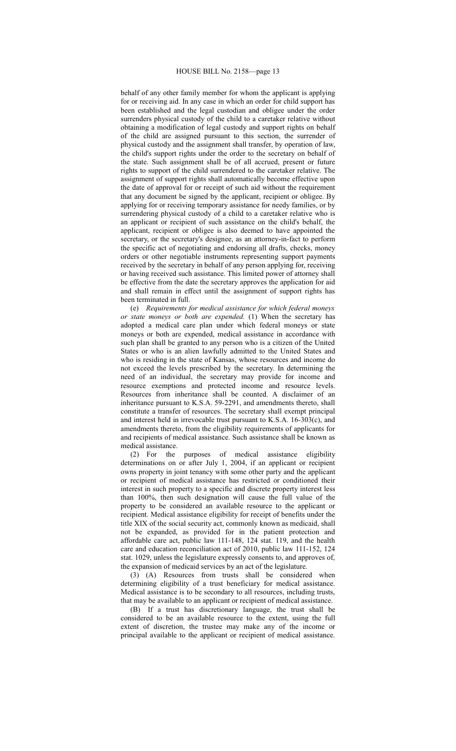behalf of any other family member for whom the applicant is applying for or receiving aid. In any case in which an order for child support has been established and the legal custodian and obligee under the order surrenders physical custody of the child to a caretaker relative without obtaining a modification of legal custody and support rights on behalf of the child are assigned pursuant to this section, the surrender of physical custody and the assignment shall transfer, by operation of law, the child's support rights under the order to the secretary on behalf of the state. Such assignment shall be of all accrued, present or future rights to support of the child surrendered to the caretaker relative. The assignment of support rights shall automatically become effective upon the date of approval for or receipt of such aid without the requirement that any document be signed by the applicant, recipient or obligee. By applying for or receiving temporary assistance for needy families, or by surrendering physical custody of a child to a caretaker relative who is an applicant or recipient of such assistance on the child's behalf, the applicant, recipient or obligee is also deemed to have appointed the secretary, or the secretary's designee, as an attorney-in-fact to perform the specific act of negotiating and endorsing all drafts, checks, money orders or other negotiable instruments representing support payments received by the secretary in behalf of any person applying for, receiving or having received such assistance. This limited power of attorney shall be effective from the date the secretary approves the application for aid and shall remain in effect until the assignment of support rights has been terminated in full.

(e) *Requirements for medical assistance for which federal moneys or state moneys or both are expended.* (1) When the secretary has adopted a medical care plan under which federal moneys or state moneys or both are expended, medical assistance in accordance with such plan shall be granted to any person who is a citizen of the United States or who is an alien lawfully admitted to the United States and who is residing in the state of Kansas, whose resources and income do not exceed the levels prescribed by the secretary. In determining the need of an individual, the secretary may provide for income and resource exemptions and protected income and resource levels. Resources from inheritance shall be counted. A disclaimer of an inheritance pursuant to K.S.A. 59-2291, and amendments thereto, shall constitute a transfer of resources. The secretary shall exempt principal and interest held in irrevocable trust pursuant to K.S.A. 16-303(c), and amendments thereto, from the eligibility requirements of applicants for and recipients of medical assistance. Such assistance shall be known as medical assistance.

(2) For the purposes of medical assistance eligibility determinations on or after July 1, 2004, if an applicant or recipient owns property in joint tenancy with some other party and the applicant or recipient of medical assistance has restricted or conditioned their interest in such property to a specific and discrete property interest less than 100%, then such designation will cause the full value of the property to be considered an available resource to the applicant or recipient. Medical assistance eligibility for receipt of benefits under the title XIX of the social security act, commonly known as medicaid, shall not be expanded, as provided for in the patient protection and affordable care act, public law 111-148, 124 stat. 119, and the health care and education reconciliation act of 2010, public law 111-152, 124 stat. 1029, unless the legislature expressly consents to, and approves of, the expansion of medicaid services by an act of the legislature.

(3) (A) Resources from trusts shall be considered when determining eligibility of a trust beneficiary for medical assistance. Medical assistance is to be secondary to all resources, including trusts, that may be available to an applicant or recipient of medical assistance.

(B) If a trust has discretionary language, the trust shall be considered to be an available resource to the extent, using the full extent of discretion, the trustee may make any of the income or principal available to the applicant or recipient of medical assistance.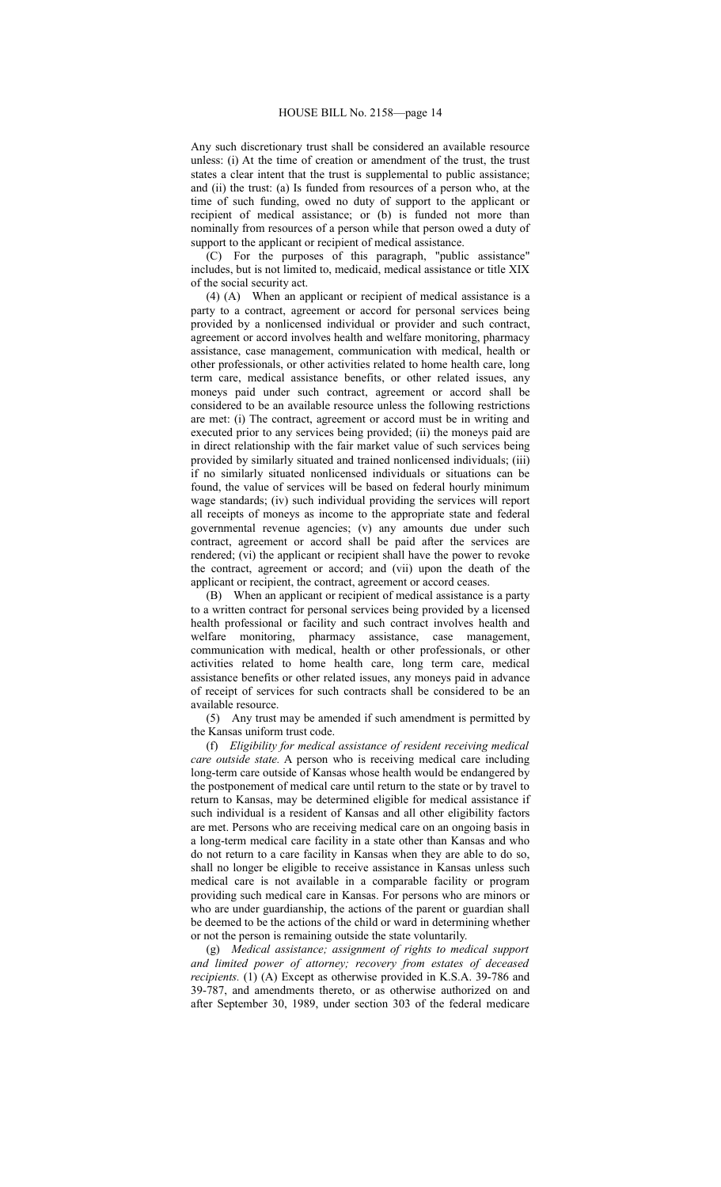Any such discretionary trust shall be considered an available resource unless: (i) At the time of creation or amendment of the trust, the trust states a clear intent that the trust is supplemental to public assistance; and (ii) the trust: (a) Is funded from resources of a person who, at the time of such funding, owed no duty of support to the applicant or recipient of medical assistance; or (b) is funded not more than nominally from resources of a person while that person owed a duty of support to the applicant or recipient of medical assistance.

(C) For the purposes of this paragraph, "public assistance" includes, but is not limited to, medicaid, medical assistance or title XIX of the social security act.

(4) (A) When an applicant or recipient of medical assistance is a party to a contract, agreement or accord for personal services being provided by a nonlicensed individual or provider and such contract, agreement or accord involves health and welfare monitoring, pharmacy assistance, case management, communication with medical, health or other professionals, or other activities related to home health care, long term care, medical assistance benefits, or other related issues, any moneys paid under such contract, agreement or accord shall be considered to be an available resource unless the following restrictions are met: (i) The contract, agreement or accord must be in writing and executed prior to any services being provided; (ii) the moneys paid are in direct relationship with the fair market value of such services being provided by similarly situated and trained nonlicensed individuals; (iii) if no similarly situated nonlicensed individuals or situations can be found, the value of services will be based on federal hourly minimum wage standards; (iv) such individual providing the services will report all receipts of moneys as income to the appropriate state and federal governmental revenue agencies; (v) any amounts due under such contract, agreement or accord shall be paid after the services are rendered; (vi) the applicant or recipient shall have the power to revoke the contract, agreement or accord; and (vii) upon the death of the applicant or recipient, the contract, agreement or accord ceases.

(B) When an applicant or recipient of medical assistance is a party to a written contract for personal services being provided by a licensed health professional or facility and such contract involves health and welfare monitoring, pharmacy assistance, case management, communication with medical, health or other professionals, or other activities related to home health care, long term care, medical assistance benefits or other related issues, any moneys paid in advance of receipt of services for such contracts shall be considered to be an available resource.

(5) Any trust may be amended if such amendment is permitted by the Kansas uniform trust code.

(f) *Eligibility for medical assistance of resident receiving medical care outside state.* A person who is receiving medical care including long-term care outside of Kansas whose health would be endangered by the postponement of medical care until return to the state or by travel to return to Kansas, may be determined eligible for medical assistance if such individual is a resident of Kansas and all other eligibility factors are met. Persons who are receiving medical care on an ongoing basis in a long-term medical care facility in a state other than Kansas and who do not return to a care facility in Kansas when they are able to do so, shall no longer be eligible to receive assistance in Kansas unless such medical care is not available in a comparable facility or program providing such medical care in Kansas. For persons who are minors or who are under guardianship, the actions of the parent or guardian shall be deemed to be the actions of the child or ward in determining whether or not the person is remaining outside the state voluntarily.

(g) *Medical assistance; assignment of rights to medical support and limited power of attorney; recovery from estates of deceased recipients.* (1) (A) Except as otherwise provided in K.S.A. 39-786 and 39-787, and amendments thereto, or as otherwise authorized on and after September 30, 1989, under section 303 of the federal medicare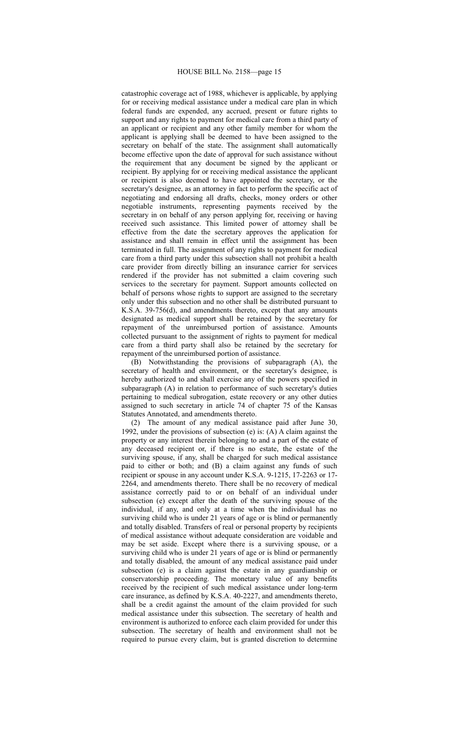catastrophic coverage act of 1988, whichever is applicable, by applying for or receiving medical assistance under a medical care plan in which federal funds are expended, any accrued, present or future rights to support and any rights to payment for medical care from a third party of an applicant or recipient and any other family member for whom the applicant is applying shall be deemed to have been assigned to the secretary on behalf of the state. The assignment shall automatically become effective upon the date of approval for such assistance without the requirement that any document be signed by the applicant or recipient. By applying for or receiving medical assistance the applicant or recipient is also deemed to have appointed the secretary, or the secretary's designee, as an attorney in fact to perform the specific act of negotiating and endorsing all drafts, checks, money orders or other negotiable instruments, representing payments received by the secretary in on behalf of any person applying for, receiving or having received such assistance. This limited power of attorney shall be effective from the date the secretary approves the application for assistance and shall remain in effect until the assignment has been terminated in full. The assignment of any rights to payment for medical care from a third party under this subsection shall not prohibit a health care provider from directly billing an insurance carrier for services rendered if the provider has not submitted a claim covering such services to the secretary for payment. Support amounts collected on behalf of persons whose rights to support are assigned to the secretary only under this subsection and no other shall be distributed pursuant to K.S.A. 39-756(d), and amendments thereto, except that any amounts designated as medical support shall be retained by the secretary for repayment of the unreimbursed portion of assistance. Amounts collected pursuant to the assignment of rights to payment for medical care from a third party shall also be retained by the secretary for repayment of the unreimbursed portion of assistance.

(B) Notwithstanding the provisions of subparagraph (A), the secretary of health and environment, or the secretary's designee, is hereby authorized to and shall exercise any of the powers specified in subparagraph (A) in relation to performance of such secretary's duties pertaining to medical subrogation, estate recovery or any other duties assigned to such secretary in article 74 of chapter 75 of the Kansas Statutes Annotated, and amendments thereto.

(2) The amount of any medical assistance paid after June 30, 1992, under the provisions of subsection (e) is: (A) A claim against the property or any interest therein belonging to and a part of the estate of any deceased recipient or, if there is no estate, the estate of the surviving spouse, if any, shall be charged for such medical assistance paid to either or both; and (B) a claim against any funds of such recipient or spouse in any account under K.S.A. 9-1215, 17-2263 or 17-2264, and amendments thereto. There shall be no recovery of medical assistance correctly paid to or on behalf of an individual under subsection (e) except after the death of the surviving spouse of the individual, if any, and only at a time when the individual has no surviving child who is under 21 years of age or is blind or permanently and totally disabled. Transfers of real or personal property by recipients of medical assistance without adequate consideration are voidable and may be set aside. Except where there is a surviving spouse, or a surviving child who is under 21 years of age or is blind or permanently and totally disabled, the amount of any medical assistance paid under subsection (e) is a claim against the estate in any guardianship or conservatorship proceeding. The monetary value of any benefits received by the recipient of such medical assistance under long-term care insurance, as defined by K.S.A. 40-2227, and amendments thereto, shall be a credit against the amount of the claim provided for such medical assistance under this subsection. The secretary of health and environment is authorized to enforce each claim provided for under this subsection. The secretary of health and environment shall not be required to pursue every claim, but is granted discretion to determine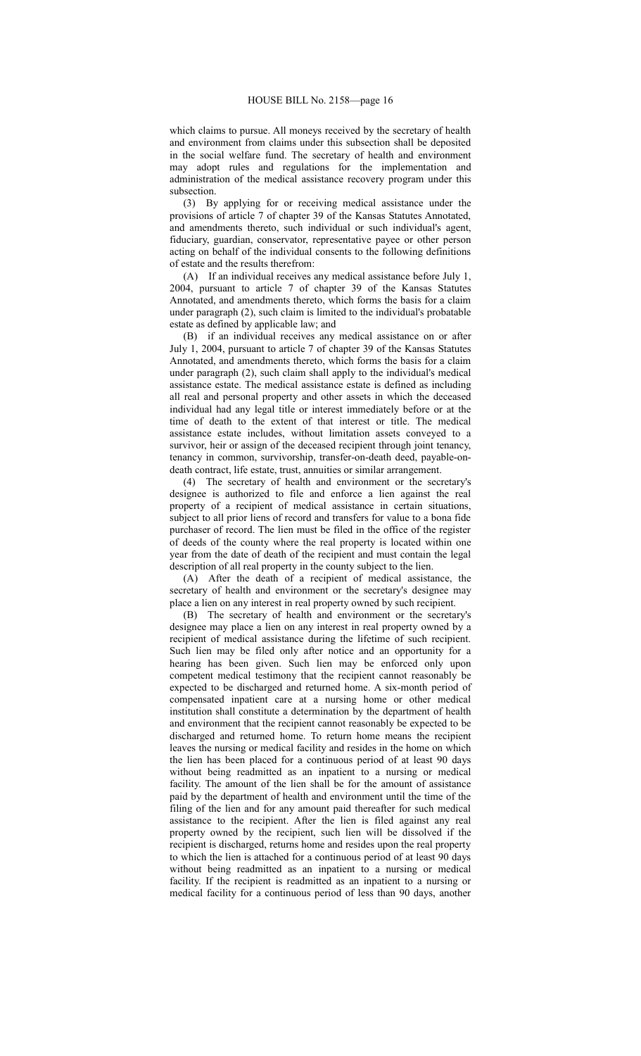which claims to pursue. All moneys received by the secretary of health and environment from claims under this subsection shall be deposited in the social welfare fund. The secretary of health and environment may adopt rules and regulations for the implementation and administration of the medical assistance recovery program under this subsection.

(3) By applying for or receiving medical assistance under the provisions of article 7 of chapter 39 of the Kansas Statutes Annotated, and amendments thereto, such individual or such individual's agent, fiduciary, guardian, conservator, representative payee or other person acting on behalf of the individual consents to the following definitions of estate and the results therefrom:

(A) If an individual receives any medical assistance before July 1, 2004, pursuant to article 7 of chapter 39 of the Kansas Statutes Annotated, and amendments thereto, which forms the basis for a claim under paragraph (2), such claim is limited to the individual's probatable estate as defined by applicable law; and

(B) if an individual receives any medical assistance on or after July 1, 2004, pursuant to article 7 of chapter 39 of the Kansas Statutes Annotated, and amendments thereto, which forms the basis for a claim under paragraph (2), such claim shall apply to the individual's medical assistance estate. The medical assistance estate is defined as including all real and personal property and other assets in which the deceased individual had any legal title or interest immediately before or at the time of death to the extent of that interest or title. The medical assistance estate includes, without limitation assets conveyed to a survivor, heir or assign of the deceased recipient through joint tenancy, tenancy in common, survivorship, transfer-on-death deed, payable-on-death contract, life estate, trust, annuities or similar arrangement.

(4) The secretary of health and environment or the secretary's designee is authorized to file and enforce a lien against the real property of a recipient of medical assistance in certain situations, subject to all prior liens of record and transfers for value to a bona fide purchaser of record. The lien must be filed in the office of the register of deeds of the county where the real property is located within one year from the date of death of the recipient and must contain the legal description of all real property in the county subject to the lien.

(A) After the death of a recipient of medical assistance, the secretary of health and environment or the secretary's designee may place a lien on any interest in real property owned by such recipient.

(B) The secretary of health and environment or the secretary's designee may place a lien on any interest in real property owned by a recipient of medical assistance during the lifetime of such recipient. Such lien may be filed only after notice and an opportunity for a hearing has been given. Such lien may be enforced only upon competent medical testimony that the recipient cannot reasonably be expected to be discharged and returned home. A six-month period of compensated inpatient care at a nursing home or other medical institution shall constitute a determination by the department of health and environment that the recipient cannot reasonably be expected to be discharged and returned home. To return home means the recipient leaves the nursing or medical facility and resides in the home on which the lien has been placed for a continuous period of at least 90 days without being readmitted as an inpatient to a nursing or medical facility. The amount of the lien shall be for the amount of assistance paid by the department of health and environment until the time of the filing of the lien and for any amount paid thereafter for such medical assistance to the recipient. After the lien is filed against any real property owned by the recipient, such lien will be dissolved if the recipient is discharged, returns home and resides upon the real property to which the lien is attached for a continuous period of at least 90 days without being readmitted as an inpatient to a nursing or medical facility. If the recipient is readmitted as an inpatient to a nursing or medical facility for a continuous period of less than 90 days, another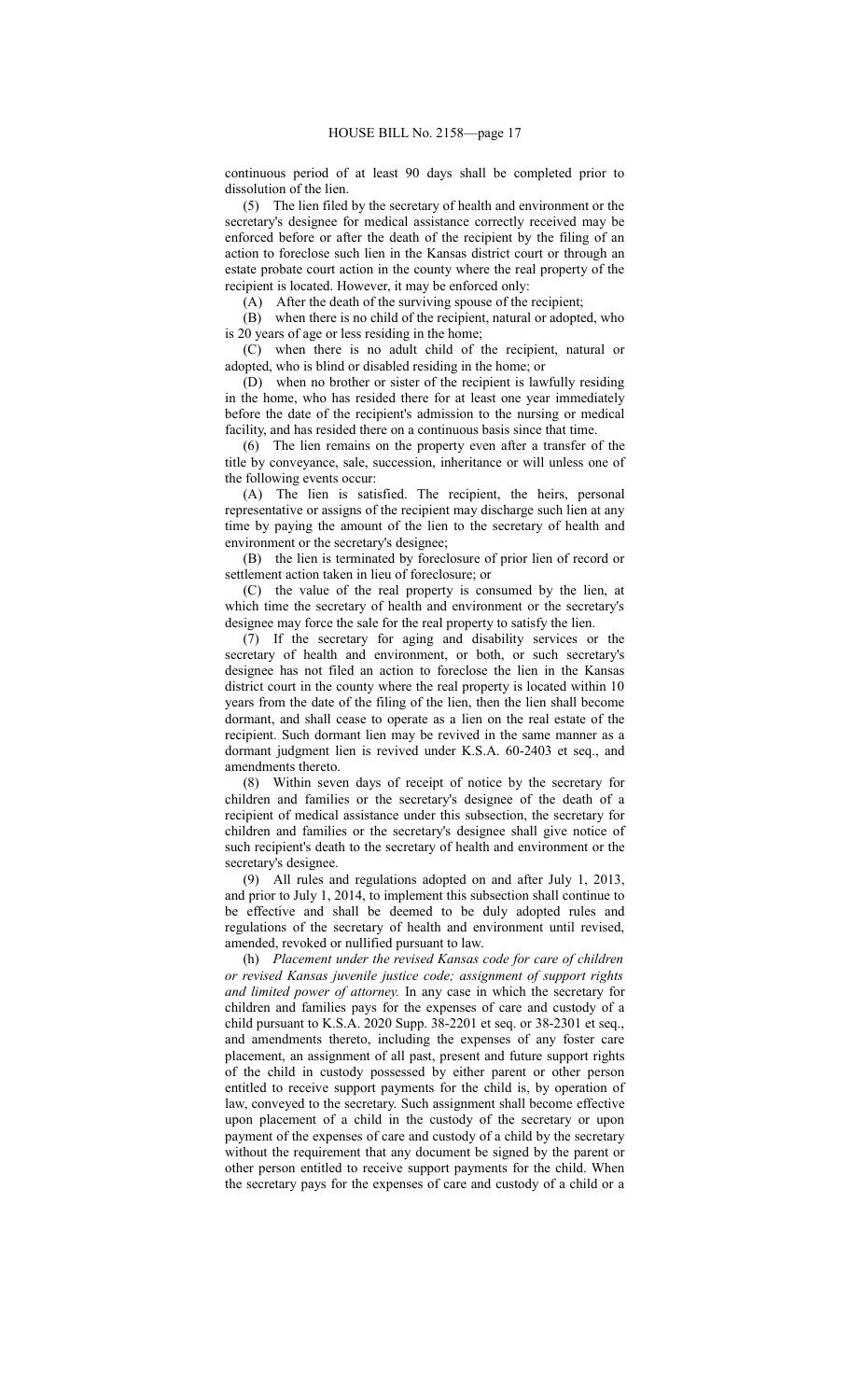continuous period of at least 90 days shall be completed prior to dissolution of the lien.

(5) The lien filed by the secretary of health and environment or the secretary's designee for medical assistance correctly received may be enforced before or after the death of the recipient by the filing of an action to foreclose such lien in the Kansas district court or through an estate probate court action in the county where the real property of the recipient is located. However, it may be enforced only:

(A) After the death of the surviving spouse of the recipient;

(B) when there is no child of the recipient, natural or adopted, who is 20 years of age or less residing in the home;

(C) when there is no adult child of the recipient, natural or adopted, who is blind or disabled residing in the home; or

(D) when no brother or sister of the recipient is lawfully residing in the home, who has resided there for at least one year immediately before the date of the recipient's admission to the nursing or medical facility, and has resided there on a continuous basis since that time.

(6) The lien remains on the property even after a transfer of the title by conveyance, sale, succession, inheritance or will unless one of the following events occur:

(A) The lien is satisfied. The recipient, the heirs, personal representative or assigns of the recipient may discharge such lien at any time by paying the amount of the lien to the secretary of health and environment or the secretary's designee;

(B) the lien is terminated by foreclosure of prior lien of record or settlement action taken in lieu of foreclosure; or

(C) the value of the real property is consumed by the lien, at which time the secretary of health and environment or the secretary's designee may force the sale for the real property to satisfy the lien.

(7) If the secretary for aging and disability services or the secretary of health and environment, or both, or such secretary's designee has not filed an action to foreclose the lien in the Kansas district court in the county where the real property is located within 10 years from the date of the filing of the lien, then the lien shall become dormant, and shall cease to operate as a lien on the real estate of the recipient. Such dormant lien may be revived in the same manner as a dormant judgment lien is revived under K.S.A. 60-2403 et seq., and amendments thereto.

(8) Within seven days of receipt of notice by the secretary for children and families or the secretary's designee of the death of a recipient of medical assistance under this subsection, the secretary for children and families or the secretary's designee shall give notice of such recipient's death to the secretary of health and environment or the secretary's designee.

(9) All rules and regulations adopted on and after July 1, 2013, and prior to July 1, 2014, to implement this subsection shall continue to be effective and shall be deemed to be duly adopted rules and regulations of the secretary of health and environment until revised, amended, revoked or nullified pursuant to law.

(h) *Placement under the revised Kansas code for care of children or revised Kansas juvenile justice code; assignment of support rights and limited power of attorney.* In any case in which the secretary for children and families pays for the expenses of care and custody of a child pursuant to K.S.A. 2020 Supp. 38-2201 et seq. or 38-2301 et seq., and amendments thereto, including the expenses of any foster care placement, an assignment of all past, present and future support rights of the child in custody possessed by either parent or other person entitled to receive support payments for the child is, by operation of law, conveyed to the secretary. Such assignment shall become effective upon placement of a child in the custody of the secretary or upon payment of the expenses of care and custody of a child by the secretary without the requirement that any document be signed by the parent or other person entitled to receive support payments for the child. When the secretary pays for the expenses of care and custody of a child or a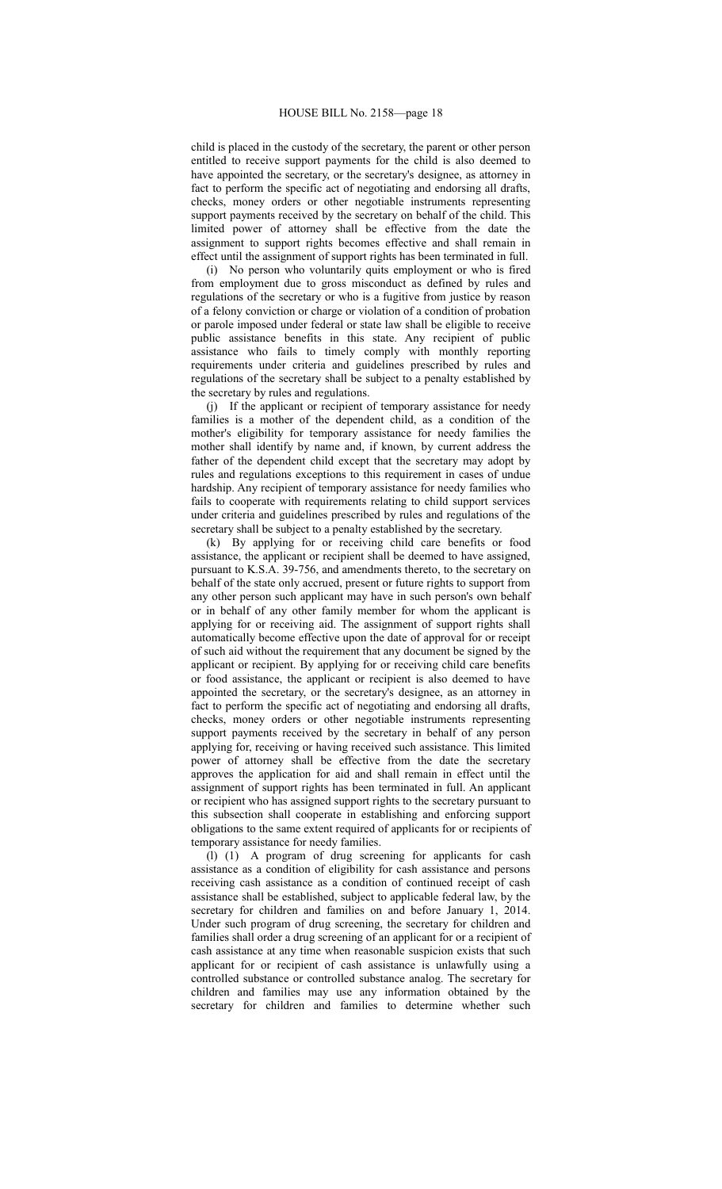child is placed in the custody of the secretary, the parent or other person entitled to receive support payments for the child is also deemed to have appointed the secretary, or the secretary's designee, as attorney in fact to perform the specific act of negotiating and endorsing all drafts, checks, money orders or other negotiable instruments representing support payments received by the secretary on behalf of the child. This limited power of attorney shall be effective from the date the assignment to support rights becomes effective and shall remain in effect until the assignment of support rights has been terminated in full.

(i) No person who voluntarily quits employment or who is fired from employment due to gross misconduct as defined by rules and regulations of the secretary or who is a fugitive from justice by reason of a felony conviction or charge or violation of a condition of probation or parole imposed under federal or state law shall be eligible to receive public assistance benefits in this state. Any recipient of public assistance who fails to timely comply with monthly reporting requirements under criteria and guidelines prescribed by rules and regulations of the secretary shall be subject to a penalty established by the secretary by rules and regulations.

(j) If the applicant or recipient of temporary assistance for needy families is a mother of the dependent child, as a condition of the mother's eligibility for temporary assistance for needy families the mother shall identify by name and, if known, by current address the father of the dependent child except that the secretary may adopt by rules and regulations exceptions to this requirement in cases of undue hardship. Any recipient of temporary assistance for needy families who fails to cooperate with requirements relating to child support services under criteria and guidelines prescribed by rules and regulations of the secretary shall be subject to a penalty established by the secretary.

(k) By applying for or receiving child care benefits or food assistance, the applicant or recipient shall be deemed to have assigned, pursuant to K.S.A. 39-756, and amendments thereto, to the secretary on behalf of the state only accrued, present or future rights to support from any other person such applicant may have in such person's own behalf or in behalf of any other family member for whom the applicant is applying for or receiving aid. The assignment of support rights shall automatically become effective upon the date of approval for or receipt of such aid without the requirement that any document be signed by the applicant or recipient. By applying for or receiving child care benefits or food assistance, the applicant or recipient is also deemed to have appointed the secretary, or the secretary's designee, as an attorney in fact to perform the specific act of negotiating and endorsing all drafts, checks, money orders or other negotiable instruments representing support payments received by the secretary in behalf of any person applying for, receiving or having received such assistance. This limited power of attorney shall be effective from the date the secretary approves the application for aid and shall remain in effect until the assignment of support rights has been terminated in full. An applicant or recipient who has assigned support rights to the secretary pursuant to this subsection shall cooperate in establishing and enforcing support obligations to the same extent required of applicants for or recipients of temporary assistance for needy families.

(l) (1) A program of drug screening for applicants for cash assistance as a condition of eligibility for cash assistance and persons receiving cash assistance as a condition of continued receipt of cash assistance shall be established, subject to applicable federal law, by the secretary for children and families on and before January 1, 2014. Under such program of drug screening, the secretary for children and families shall order a drug screening of an applicant for or a recipient of cash assistance at any time when reasonable suspicion exists that such applicant for or recipient of cash assistance is unlawfully using a controlled substance or controlled substance analog. The secretary for children and families may use any information obtained by the secretary for children and families to determine whether such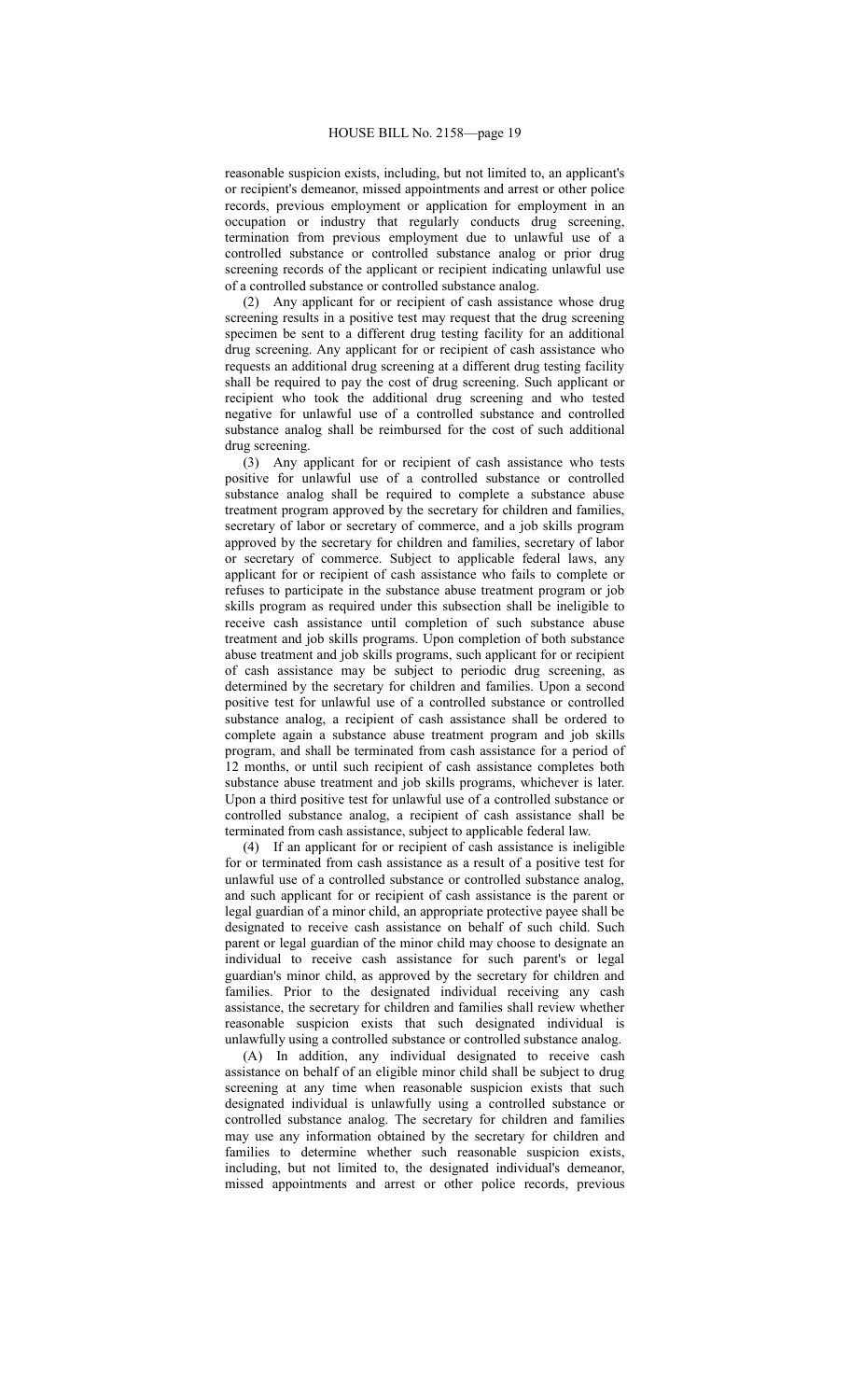reasonable suspicion exists, including, but not limited to, an applicant's or recipient's demeanor, missed appointments and arrest or other police records, previous employment or application for employment in an occupation or industry that regularly conducts drug screening, termination from previous employment due to unlawful use of a controlled substance or controlled substance analog or prior drug screening records of the applicant or recipient indicating unlawful use of a controlled substance or controlled substance analog.

(2) Any applicant for or recipient of cash assistance whose drug screening results in a positive test may request that the drug screening specimen be sent to a different drug testing facility for an additional drug screening. Any applicant for or recipient of cash assistance who requests an additional drug screening at a different drug testing facility shall be required to pay the cost of drug screening. Such applicant or recipient who took the additional drug screening and who tested negative for unlawful use of a controlled substance and controlled substance analog shall be reimbursed for the cost of such additional drug screening.

(3) Any applicant for or recipient of cash assistance who tests positive for unlawful use of a controlled substance or controlled substance analog shall be required to complete a substance abuse treatment program approved by the secretary for children and families, secretary of labor or secretary of commerce, and a job skills program approved by the secretary for children and families, secretary of labor or secretary of commerce. Subject to applicable federal laws, any applicant for or recipient of cash assistance who fails to complete or refuses to participate in the substance abuse treatment program or job skills program as required under this subsection shall be ineligible to receive cash assistance until completion of such substance abuse treatment and job skills programs. Upon completion of both substance abuse treatment and job skills programs, such applicant for or recipient of cash assistance may be subject to periodic drug screening, as determined by the secretary for children and families. Upon a second positive test for unlawful use of a controlled substance or controlled substance analog, a recipient of cash assistance shall be ordered to complete again a substance abuse treatment program and job skills program, and shall be terminated from cash assistance for a period of 12 months, or until such recipient of cash assistance completes both substance abuse treatment and job skills programs, whichever is later. Upon a third positive test for unlawful use of a controlled substance or controlled substance analog, a recipient of cash assistance shall be terminated from cash assistance, subject to applicable federal law.

(4) If an applicant for or recipient of cash assistance is ineligible for or terminated from cash assistance as a result of a positive test for unlawful use of a controlled substance or controlled substance analog, and such applicant for or recipient of cash assistance is the parent or legal guardian of a minor child, an appropriate protective payee shall be designated to receive cash assistance on behalf of such child. Such parent or legal guardian of the minor child may choose to designate an individual to receive cash assistance for such parent's or legal guardian's minor child, as approved by the secretary for children and families. Prior to the designated individual receiving any cash assistance, the secretary for children and families shall review whether reasonable suspicion exists that such designated individual is unlawfully using a controlled substance or controlled substance analog.

(A) In addition, any individual designated to receive cash assistance on behalf of an eligible minor child shall be subject to drug screening at any time when reasonable suspicion exists that such designated individual is unlawfully using a controlled substance or controlled substance analog. The secretary for children and families may use any information obtained by the secretary for children and families to determine whether such reasonable suspicion exists, including, but not limited to, the designated individual's demeanor, missed appointments and arrest or other police records, previous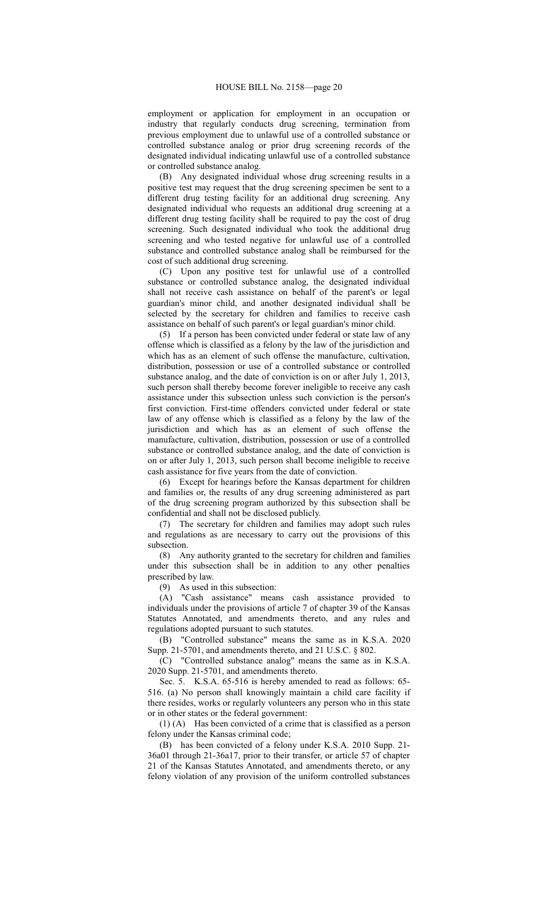employment or application for employment in an occupation or industry that regularly conducts drug screening, termination from previous employment due to unlawful use of a controlled substance or controlled substance analog or prior drug screening records of the designated individual indicating unlawful use of a controlled substance or controlled substance analog.

(B) Any designated individual whose drug screening results in a positive test may request that the drug screening specimen be sent to a different drug testing facility for an additional drug screening. Any designated individual who requests an additional drug screening at a different drug testing facility shall be required to pay the cost of drug screening. Such designated individual who took the additional drug screening and who tested negative for unlawful use of a controlled substance and controlled substance analog shall be reimbursed for the cost of such additional drug screening.

(C) Upon any positive test for unlawful use of a controlled substance or controlled substance analog, the designated individual shall not receive cash assistance on behalf of the parent's or legal guardian's minor child, and another designated individual shall be selected by the secretary for children and families to receive cash assistance on behalf of such parent's or legal guardian's minor child.

(5) If a person has been convicted under federal or state law of any offense which is classified as a felony by the law of the jurisdiction and which has as an element of such offense the manufacture, cultivation, distribution, possession or use of a controlled substance or controlled substance analog, and the date of conviction is on or after July 1, 2013, such person shall thereby become forever ineligible to receive any cash assistance under this subsection unless such conviction is the person's first conviction. First-time offenders convicted under federal or state law of any offense which is classified as a felony by the law of the jurisdiction and which has as an element of such offense the manufacture, cultivation, distribution, possession or use of a controlled substance or controlled substance analog, and the date of conviction is on or after July 1, 2013, such person shall become ineligible to receive cash assistance for five years from the date of conviction.

(6) Except for hearings before the Kansas department for children and families or, the results of any drug screening administered as part of the drug screening program authorized by this subsection shall be confidential and shall not be disclosed publicly.

(7) The secretary for children and families may adopt such rules and regulations as are necessary to carry out the provisions of this subsection.

(8) Any authority granted to the secretary for children and families under this subsection shall be in addition to any other penalties prescribed by law.

(9) As used in this subsection:

(A) "Cash assistance" means cash assistance provided to individuals under the provisions of article 7 of chapter 39 of the Kansas Statutes Annotated, and amendments thereto, and any rules and regulations adopted pursuant to such statutes.

(B) "Controlled substance" means the same as in K.S.A. 2020 Supp. 21-5701, and amendments thereto, and 21 U.S.C. § 802.

(C) "Controlled substance analog" means the same as in K.S.A. 2020 Supp. 21-5701, and amendments thereto.

Sec. 5. K.S.A. 65-516 is hereby amended to read as follows: 65-516. (a) No person shall knowingly maintain a child care facility if there resides, works or regularly volunteers any person who in this state or in other states or the federal government:

(1) (A) Has been convicted of a crime that is classified as a person felony under the Kansas criminal code;

(B) has been convicted of a felony under K.S.A. 2010 Supp. 21-36a01 through 21-36a17, prior to their transfer, or article 57 of chapter 21 of the Kansas Statutes Annotated, and amendments thereto, or any felony violation of any provision of the uniform controlled substances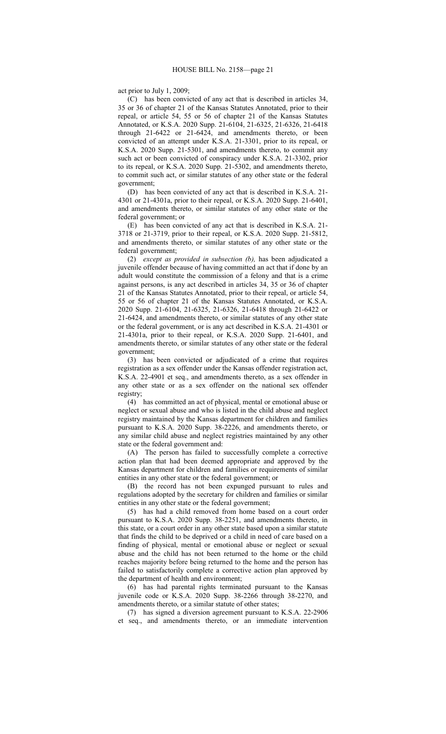act prior to July 1, 2009;

(C) has been convicted of any act that is described in articles 34, 35 or 36 of chapter 21 of the Kansas Statutes Annotated, prior to their repeal, or article 54, 55 or 56 of chapter 21 of the Kansas Statutes Annotated, or K.S.A. 2020 Supp. 21-6104, 21-6325, 21-6326, 21-6418 through 21-6422 or 21-6424, and amendments thereto, or been convicted of an attempt under K.S.A. 21-3301, prior to its repeal, or K.S.A. 2020 Supp. 21-5301, and amendments thereto, to commit any such act or been convicted of conspiracy under K.S.A. 21-3302, prior to its repeal, or K.S.A. 2020 Supp. 21-5302, and amendments thereto, to commit such act, or similar statutes of any other state or the federal government;

(D) has been convicted of any act that is described in K.S.A. 21-4301 or 21-4301a, prior to their repeal, or K.S.A. 2020 Supp. 21-6401, and amendments thereto, or similar statutes of any other state or the federal government; or

(E) has been convicted of any act that is described in K.S.A. 21-3718 or 21-3719, prior to their repeal, or K.S.A. 2020 Supp. 21-5812, and amendments thereto, or similar statutes of any other state or the federal government;

(2) *except as provided in subsection (b),* has been adjudicated a juvenile offender because of having committed an act that if done by an adult would constitute the commission of a felony and that is a crime against persons, is any act described in articles 34, 35 or 36 of chapter 21 of the Kansas Statutes Annotated, prior to their repeal, or article 54, 55 or 56 of chapter 21 of the Kansas Statutes Annotated, or K.S.A. 2020 Supp. 21-6104, 21-6325, 21-6326, 21-6418 through 21-6422 or 21-6424, and amendments thereto, or similar statutes of any other state or the federal government, or is any act described in K.S.A. 21-4301 or 21-4301a, prior to their repeal, or K.S.A. 2020 Supp. 21-6401, and amendments thereto, or similar statutes of any other state or the federal government;

(3) has been convicted or adjudicated of a crime that requires registration as a sex offender under the Kansas offender registration act, K.S.A. 22-4901 et seq., and amendments thereto, as a sex offender in any other state or as a sex offender on the national sex offender registry;

(4) has committed an act of physical, mental or emotional abuse or neglect or sexual abuse and who is listed in the child abuse and neglect registry maintained by the Kansas department for children and families pursuant to K.S.A. 2020 Supp. 38-2226, and amendments thereto, or any similar child abuse and neglect registries maintained by any other state or the federal government and:

(A) The person has failed to successfully complete a corrective action plan that had been deemed appropriate and approved by the Kansas department for children and families or requirements of similar entities in any other state or the federal government; or

(B) the record has not been expunged pursuant to rules and regulations adopted by the secretary for children and families or similar entities in any other state or the federal government;

(5) has had a child removed from home based on a court order pursuant to K.S.A. 2020 Supp. 38-2251, and amendments thereto, in this state, or a court order in any other state based upon a similar statute that finds the child to be deprived or a child in need of care based on a finding of physical, mental or emotional abuse or neglect or sexual abuse and the child has not been returned to the home or the child reaches majority before being returned to the home and the person has failed to satisfactorily complete a corrective action plan approved by the department of health and environment;

(6) has had parental rights terminated pursuant to the Kansas juvenile code or K.S.A. 2020 Supp. 38-2266 through 38-2270, and amendments thereto, or a similar statute of other states;

(7) has signed a diversion agreement pursuant to K.S.A. 22-2906 et seq., and amendments thereto, or an immediate intervention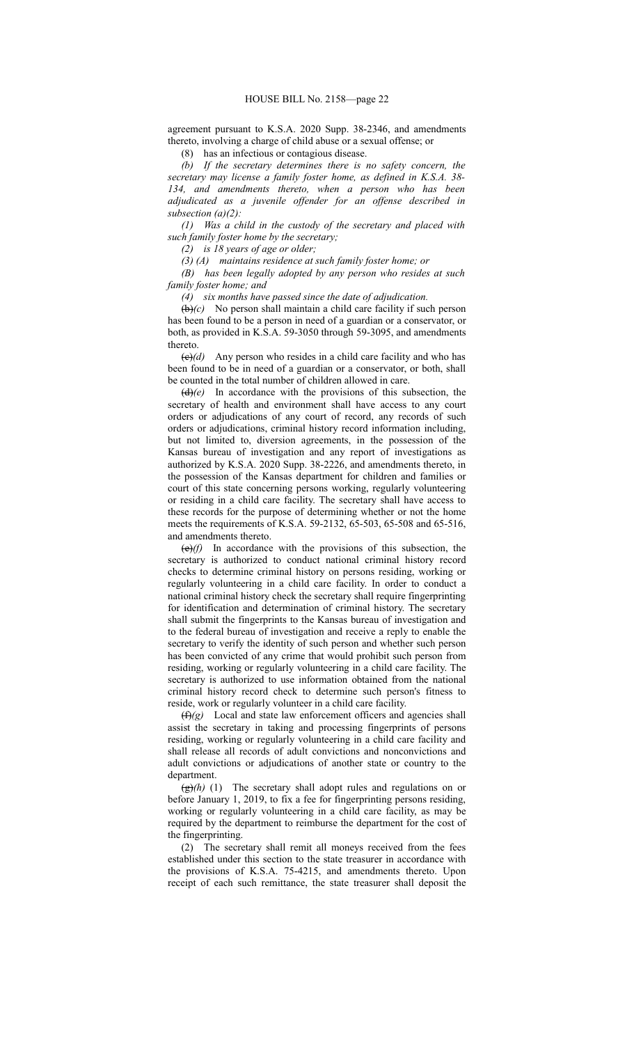agreement pursuant to K.S.A. 2020 Supp. 38-2346, and amendments thereto, involving a charge of child abuse or a sexual offense; or

(8) has an infectious or contagious disease.

*(b) If the secretary determines there is no safety concern, the secretary may license a family foster home, as defined in K.S.A. 38-134, and amendments thereto, when a person who has been adjudicated as a juvenile offender for an offense described in subsection (a)(2):*

*(1) Was a child in the custody of the secretary and placed with such family foster home by the secretary;*

*(2) is 18 years of age or older;*

*(3) (A) maintains residence at such family foster home; or*

*(B) has been legally adopted by any person who resides at such family foster home; and*

*(4) six months have passed since the date of adjudication.*

~~(b)~~*(c)* No person shall maintain a child care facility if such person has been found to be a person in need of a guardian or a conservator, or both, as provided in K.S.A. 59-3050 through 59-3095, and amendments thereto.

~~(c)~~*(d)* Any person who resides in a child care facility and who has been found to be in need of a guardian or a conservator, or both, shall be counted in the total number of children allowed in care.

~~(d)~~*(e)* In accordance with the provisions of this subsection, the secretary of health and environment shall have access to any court orders or adjudications of any court of record, any records of such orders or adjudications, criminal history record information including, but not limited to, diversion agreements, in the possession of the Kansas bureau of investigation and any report of investigations as authorized by K.S.A. 2020 Supp. 38-2226, and amendments thereto, in the possession of the Kansas department for children and families or court of this state concerning persons working, regularly volunteering or residing in a child care facility. The secretary shall have access to these records for the purpose of determining whether or not the home meets the requirements of K.S.A. 59-2132, 65-503, 65-508 and 65-516, and amendments thereto.

~~(e)~~*(f)* In accordance with the provisions of this subsection, the secretary is authorized to conduct national criminal history record checks to determine criminal history on persons residing, working or regularly volunteering in a child care facility. In order to conduct a national criminal history check the secretary shall require fingerprinting for identification and determination of criminal history. The secretary shall submit the fingerprints to the Kansas bureau of investigation and to the federal bureau of investigation and receive a reply to enable the secretary to verify the identity of such person and whether such person has been convicted of any crime that would prohibit such person from residing, working or regularly volunteering in a child care facility. The secretary is authorized to use information obtained from the national criminal history record check to determine such person's fitness to reside, work or regularly volunteer in a child care facility.

~~(f)~~*(g)* Local and state law enforcement officers and agencies shall assist the secretary in taking and processing fingerprints of persons residing, working or regularly volunteering in a child care facility and shall release all records of adult convictions and nonconvictions and adult convictions or adjudications of another state or country to the department.

~~(g)~~*(h)* (1) The secretary shall adopt rules and regulations on or before January 1, 2019, to fix a fee for fingerprinting persons residing, working or regularly volunteering in a child care facility, as may be required by the department to reimburse the department for the cost of the fingerprinting.

(2) The secretary shall remit all moneys received from the fees established under this section to the state treasurer in accordance with the provisions of K.S.A. 75-4215, and amendments thereto. Upon receipt of each such remittance, the state treasurer shall deposit the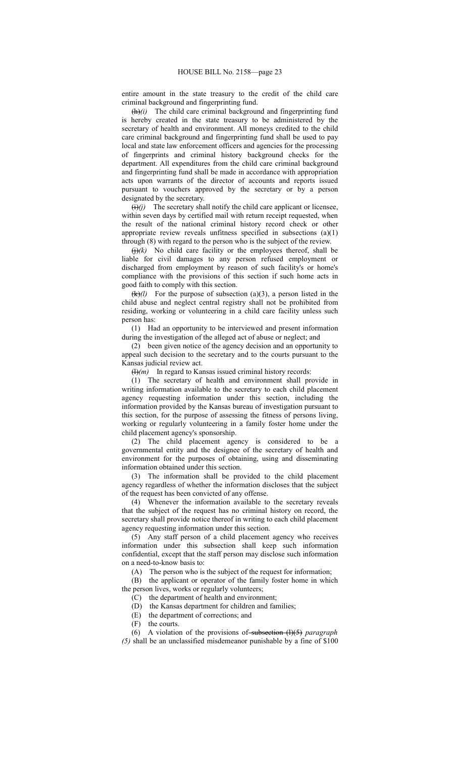entire amount in the state treasury to the credit of the child care criminal background and fingerprinting fund.

~~(h)~~*(i)* The child care criminal background and fingerprinting fund is hereby created in the state treasury to be administered by the secretary of health and environment. All moneys credited to the child care criminal background and fingerprinting fund shall be used to pay local and state law enforcement officers and agencies for the processing of fingerprints and criminal history background checks for the department. All expenditures from the child care criminal background and fingerprinting fund shall be made in accordance with appropriation acts upon warrants of the director of accounts and reports issued pursuant to vouchers approved by the secretary or by a person designated by the secretary.

~~(i)~~*(j)* The secretary shall notify the child care applicant or licensee, within seven days by certified mail with return receipt requested, when the result of the national criminal history record check or other appropriate review reveals unfitness specified in subsections (a)(1) through (8) with regard to the person who is the subject of the review.

~~(j)~~*(k)* No child care facility or the employees thereof, shall be liable for civil damages to any person refused employment or discharged from employment by reason of such facility's or home's compliance with the provisions of this section if such home acts in good faith to comply with this section.

~~(k)~~*(l)* For the purpose of subsection (a)(3), a person listed in the child abuse and neglect central registry shall not be prohibited from residing, working or volunteering in a child care facility unless such person has:

(1) Had an opportunity to be interviewed and present information during the investigation of the alleged act of abuse or neglect; and

(2) been given notice of the agency decision and an opportunity to appeal such decision to the secretary and to the courts pursuant to the Kansas judicial review act.

~~(l)~~*(m)* In regard to Kansas issued criminal history records:

(1) The secretary of health and environment shall provide in writing information available to the secretary to each child placement agency requesting information under this section, including the information provided by the Kansas bureau of investigation pursuant to this section, for the purpose of assessing the fitness of persons living, working or regularly volunteering in a family foster home under the child placement agency's sponsorship.

(2) The child placement agency is considered to be a governmental entity and the designee of the secretary of health and environment for the purposes of obtaining, using and disseminating information obtained under this section.

(3) The information shall be provided to the child placement agency regardless of whether the information discloses that the subject of the request has been convicted of any offense.

(4) Whenever the information available to the secretary reveals that the subject of the request has no criminal history on record, the secretary shall provide notice thereof in writing to each child placement agency requesting information under this section.

(5) Any staff person of a child placement agency who receives information under this subsection shall keep such information confidential, except that the staff person may disclose such information on a need-to-know basis to:

(A) The person who is the subject of the request for information;

(B) the applicant or operator of the family foster home in which the person lives, works or regularly volunteers;

(C) the department of health and environment;

(D) the Kansas department for children and families;

(E) the department of corrections; and

(F) the courts.

(6) A violation of the provisions of ~~subsection (l)(5)~~ *paragraph (5)* shall be an unclassified misdemeanor punishable by a fine of $100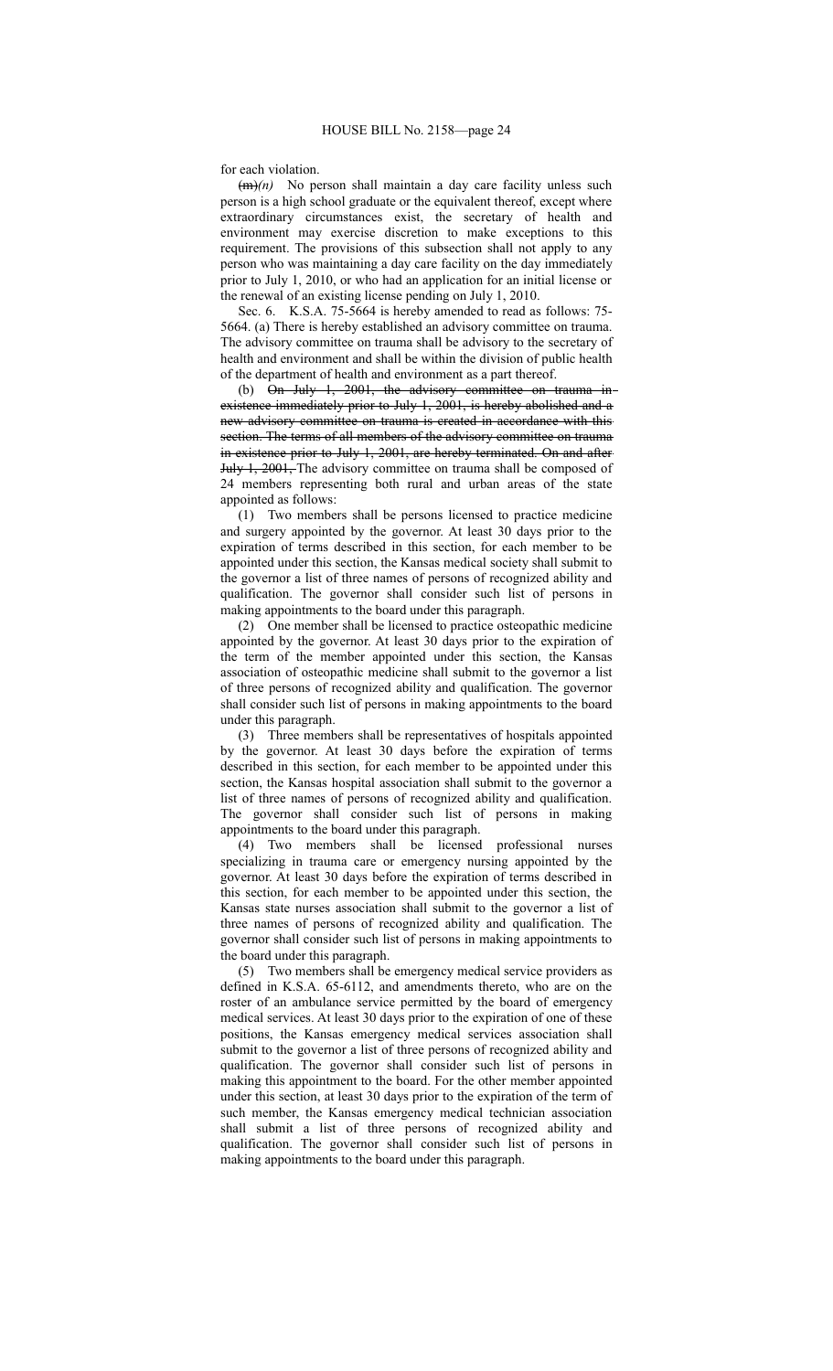for each violation.

~~(m)~~*(n)* No person shall maintain a day care facility unless such person is a high school graduate or the equivalent thereof, except where extraordinary circumstances exist, the secretary of health and environment may exercise discretion to make exceptions to this requirement. The provisions of this subsection shall not apply to any person who was maintaining a day care facility on the day immediately prior to July 1, 2010, or who had an application for an initial license or the renewal of an existing license pending on July 1, 2010.

Sec. 6. K.S.A. 75-5664 is hereby amended to read as follows: 75-5664. (a) There is hereby established an advisory committee on trauma. The advisory committee on trauma shall be advisory to the secretary of health and environment and shall be within the division of public health of the department of health and environment as a part thereof.

(b) ~~On July 1, 2001, the advisory committee on trauma in existence immediately prior to July 1, 2001, is hereby abolished and a new advisory committee on trauma is created in accordance with this section. The terms of all members of the advisory committee on trauma in existence prior to July 1, 2001, are hereby terminated. On and after July 1, 2001,~~ The advisory committee on trauma shall be composed of 24 members representing both rural and urban areas of the state appointed as follows:

(1) Two members shall be persons licensed to practice medicine and surgery appointed by the governor. At least 30 days prior to the expiration of terms described in this section, for each member to be appointed under this section, the Kansas medical society shall submit to the governor a list of three names of persons of recognized ability and qualification. The governor shall consider such list of persons in making appointments to the board under this paragraph.

(2) One member shall be licensed to practice osteopathic medicine appointed by the governor. At least 30 days prior to the expiration of the term of the member appointed under this section, the Kansas association of osteopathic medicine shall submit to the governor a list of three persons of recognized ability and qualification. The governor shall consider such list of persons in making appointments to the board under this paragraph.

(3) Three members shall be representatives of hospitals appointed by the governor. At least 30 days before the expiration of terms described in this section, for each member to be appointed under this section, the Kansas hospital association shall submit to the governor a list of three names of persons of recognized ability and qualification. The governor shall consider such list of persons in making appointments to the board under this paragraph.

(4) Two members shall be licensed professional nurses specializing in trauma care or emergency nursing appointed by the governor. At least 30 days before the expiration of terms described in this section, for each member to be appointed under this section, the Kansas state nurses association shall submit to the governor a list of three names of persons of recognized ability and qualification. The governor shall consider such list of persons in making appointments to the board under this paragraph.

(5) Two members shall be emergency medical service providers as defined in K.S.A. 65-6112, and amendments thereto, who are on the roster of an ambulance service permitted by the board of emergency medical services. At least 30 days prior to the expiration of one of these positions, the Kansas emergency medical services association shall submit to the governor a list of three persons of recognized ability and qualification. The governor shall consider such list of persons in making this appointment to the board. For the other member appointed under this section, at least 30 days prior to the expiration of the term of such member, the Kansas emergency medical technician association shall submit a list of three persons of recognized ability and qualification. The governor shall consider such list of persons in making appointments to the board under this paragraph.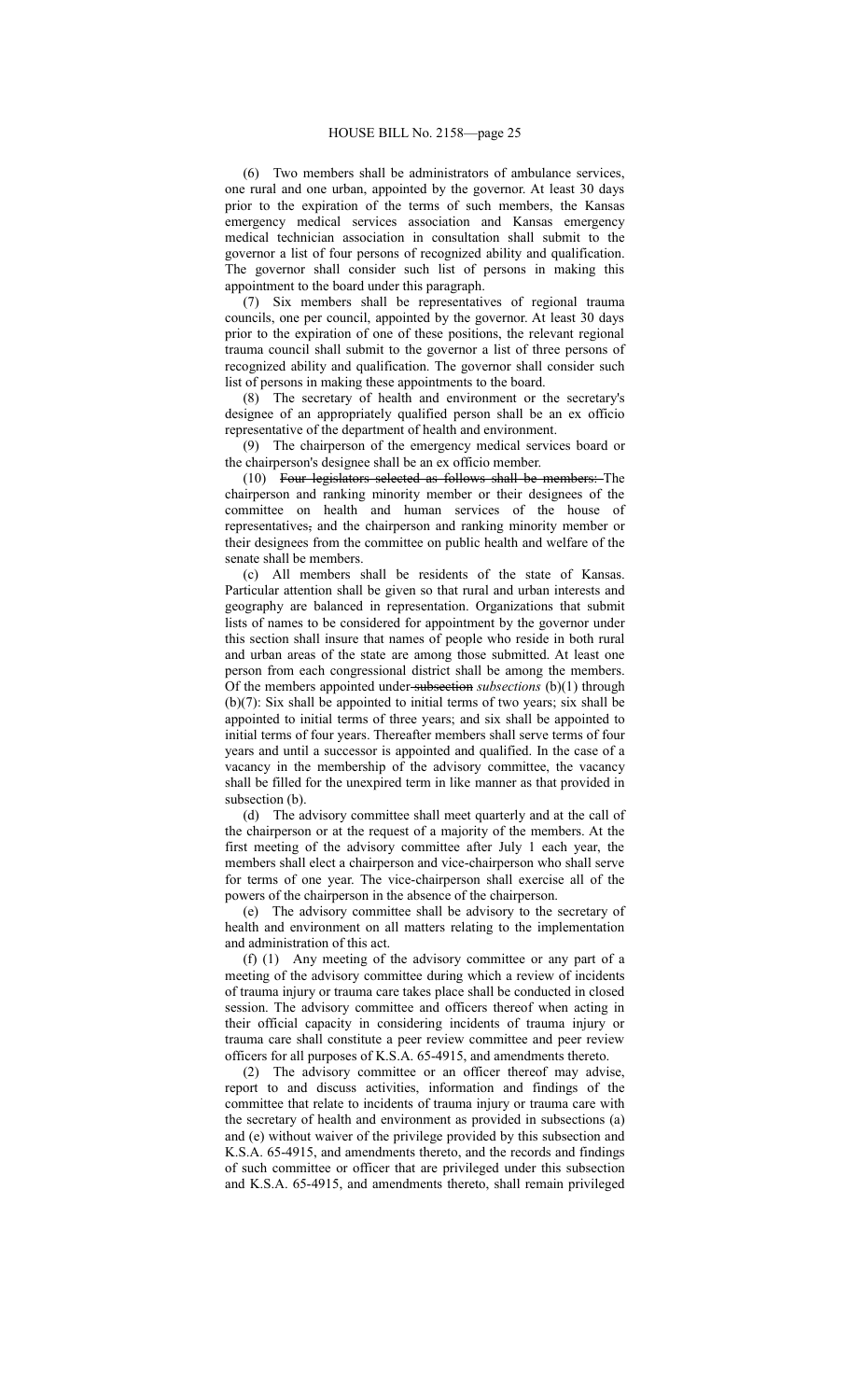(6) Two members shall be administrators of ambulance services, one rural and one urban, appointed by the governor. At least 30 days prior to the expiration of the terms of such members, the Kansas emergency medical services association and Kansas emergency medical technician association in consultation shall submit to the governor a list of four persons of recognized ability and qualification. The governor shall consider such list of persons in making this appointment to the board under this paragraph.

(7) Six members shall be representatives of regional trauma councils, one per council, appointed by the governor. At least 30 days prior to the expiration of one of these positions, the relevant regional trauma council shall submit to the governor a list of three persons of recognized ability and qualification. The governor shall consider such list of persons in making these appointments to the board.

(8) The secretary of health and environment or the secretary's designee of an appropriately qualified person shall be an ex officio representative of the department of health and environment.

(9) The chairperson of the emergency medical services board or the chairperson's designee shall be an ex officio member.

(10) ~~Four legislators selected as follows shall be members:~~ The chairperson and ranking minority member or their designees of the committee on health and human services of the house of representatives~~,~~ and the chairperson and ranking minority member or their designees from the committee on public health and welfare of the senate shall be members.

(c) All members shall be residents of the state of Kansas. Particular attention shall be given so that rural and urban interests and geography are balanced in representation. Organizations that submit lists of names to be considered for appointment by the governor under this section shall insure that names of people who reside in both rural and urban areas of the state are among those submitted. At least one person from each congressional district shall be among the members. Of the members appointed under ~~subsection~~ *subsections* (b)(1) through (b)(7): Six shall be appointed to initial terms of two years; six shall be appointed to initial terms of three years; and six shall be appointed to initial terms of four years. Thereafter members shall serve terms of four years and until a successor is appointed and qualified. In the case of a vacancy in the membership of the advisory committee, the vacancy shall be filled for the unexpired term in like manner as that provided in subsection (b).

(d) The advisory committee shall meet quarterly and at the call of the chairperson or at the request of a majority of the members. At the first meeting of the advisory committee after July 1 each year, the members shall elect a chairperson and vice-chairperson who shall serve for terms of one year. The vice-chairperson shall exercise all of the powers of the chairperson in the absence of the chairperson.

(e) The advisory committee shall be advisory to the secretary of health and environment on all matters relating to the implementation and administration of this act.

(f) (1) Any meeting of the advisory committee or any part of a meeting of the advisory committee during which a review of incidents of trauma injury or trauma care takes place shall be conducted in closed session. The advisory committee and officers thereof when acting in their official capacity in considering incidents of trauma injury or trauma care shall constitute a peer review committee and peer review officers for all purposes of K.S.A. 65-4915, and amendments thereto.

(2) The advisory committee or an officer thereof may advise, report to and discuss activities, information and findings of the committee that relate to incidents of trauma injury or trauma care with the secretary of health and environment as provided in subsections (a) and (e) without waiver of the privilege provided by this subsection and K.S.A. 65-4915, and amendments thereto, and the records and findings of such committee or officer that are privileged under this subsection and K.S.A. 65-4915, and amendments thereto, shall remain privileged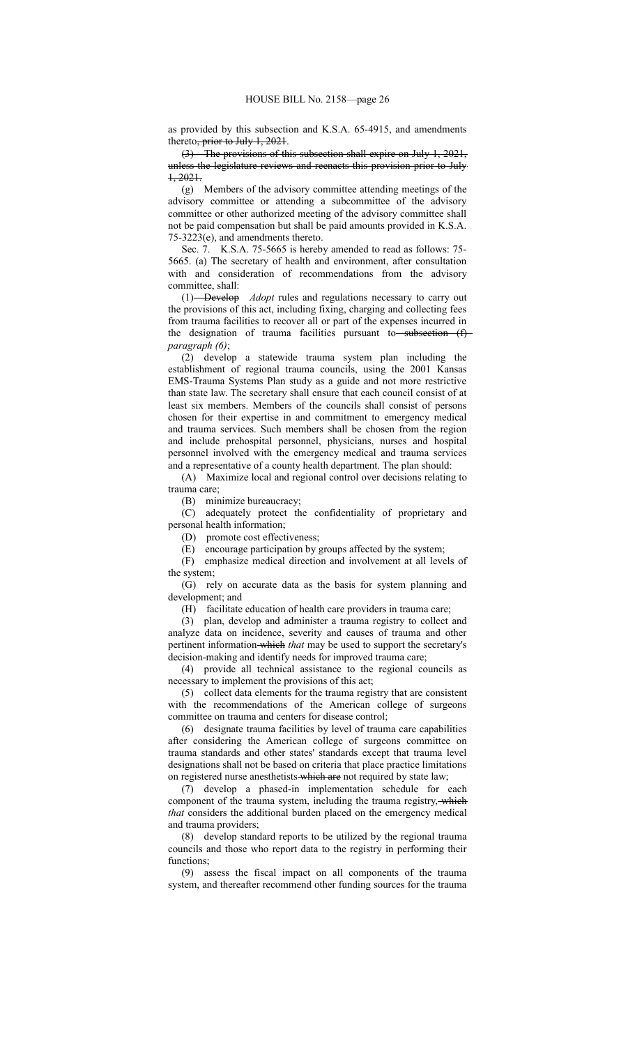as provided by this subsection and K.S.A. 65-4915, and amendments thereto~~, prior to July 1, 2021~~.

~~(3) The provisions of this subsection shall expire on July 1, 2021, unless the legislature reviews and reenacts this provision prior to July 1, 2021.~~

(g) Members of the advisory committee attending meetings of the advisory committee or attending a subcommittee of the advisory committee or other authorized meeting of the advisory committee shall not be paid compensation but shall be paid amounts provided in K.S.A. 75-3223(e), and amendments thereto.

Sec. 7. K.S.A. 75-5665 is hereby amended to read as follows: 75-5665. (a) The secretary of health and environment, after consultation with and consideration of recommendations from the advisory committee, shall:

(1) ~~Develop~~ *Adopt* rules and regulations necessary to carry out the provisions of this act, including fixing, charging and collecting fees from trauma facilities to recover all or part of the expenses incurred in the designation of trauma facilities pursuant to ~~subsection (f)~~ *paragraph (6)*;

(2) develop a statewide trauma system plan including the establishment of regional trauma councils, using the 2001 Kansas EMS-Trauma Systems Plan study as a guide and not more restrictive than state law. The secretary shall ensure that each council consist of at least six members. Members of the councils shall consist of persons chosen for their expertise in and commitment to emergency medical and trauma services. Such members shall be chosen from the region and include prehospital personnel, physicians, nurses and hospital personnel involved with the emergency medical and trauma services and a representative of a county health department. The plan should:

(A) Maximize local and regional control over decisions relating to trauma care;

(B) minimize bureaucracy;

(C) adequately protect the confidentiality of proprietary and personal health information;

(D) promote cost effectiveness;

(E) encourage participation by groups affected by the system;

(F) emphasize medical direction and involvement at all levels of the system;

(G) rely on accurate data as the basis for system planning and development; and

(H) facilitate education of health care providers in trauma care;

(3) plan, develop and administer a trauma registry to collect and analyze data on incidence, severity and causes of trauma and other pertinent information ~~which~~ *that* may be used to support the secretary's decision-making and identify needs for improved trauma care;

(4) provide all technical assistance to the regional councils as necessary to implement the provisions of this act;

(5) collect data elements for the trauma registry that are consistent with the recommendations of the American college of surgeons committee on trauma and centers for disease control;

(6) designate trauma facilities by level of trauma care capabilities after considering the American college of surgeons committee on trauma standards and other states' standards except that trauma level designations shall not be based on criteria that place practice limitations on registered nurse anesthetists ~~which are~~ not required by state law;

(7) develop a phased-in implementation schedule for each component of the trauma system, including the trauma registry, ~~which~~ *that* considers the additional burden placed on the emergency medical and trauma providers;

(8) develop standard reports to be utilized by the regional trauma councils and those who report data to the registry in performing their functions;

(9) assess the fiscal impact on all components of the trauma system, and thereafter recommend other funding sources for the trauma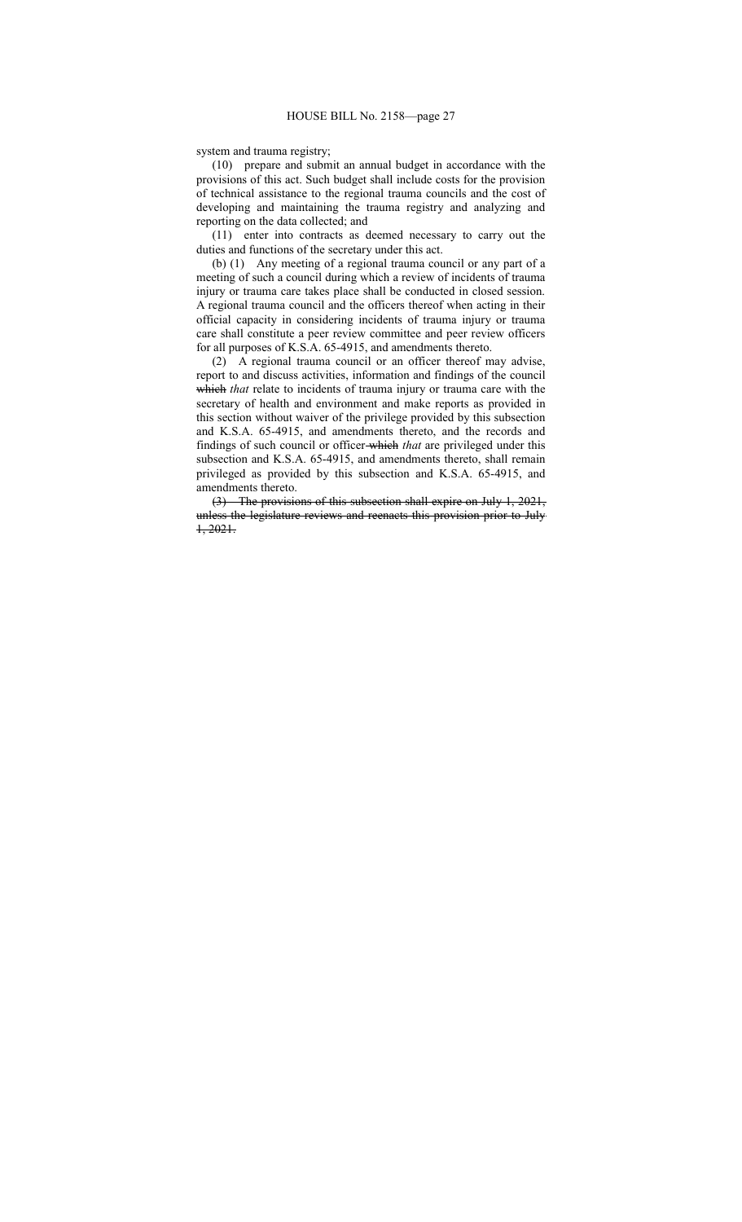system and trauma registry;

(10) prepare and submit an annual budget in accordance with the provisions of this act. Such budget shall include costs for the provision of technical assistance to the regional trauma councils and the cost of developing and maintaining the trauma registry and analyzing and reporting on the data collected; and

(11) enter into contracts as deemed necessary to carry out the duties and functions of the secretary under this act.

(b) (1) Any meeting of a regional trauma council or any part of a meeting of such a council during which a review of incidents of trauma injury or trauma care takes place shall be conducted in closed session. A regional trauma council and the officers thereof when acting in their official capacity in considering incidents of trauma injury or trauma care shall constitute a peer review committee and peer review officers for all purposes of K.S.A. 65-4915, and amendments thereto.

(2) A regional trauma council or an officer thereof may advise, report to and discuss activities, information and findings of the council ~~which~~ *that* relate to incidents of trauma injury or trauma care with the secretary of health and environment and make reports as provided in this section without waiver of the privilege provided by this subsection and K.S.A. 65-4915, and amendments thereto, and the records and findings of such council or officer ~~which~~ *that* are privileged under this subsection and K.S.A. 65-4915, and amendments thereto, shall remain privileged as provided by this subsection and K.S.A. 65-4915, and amendments thereto.

~~(3) The provisions of this subsection shall expire on July 1, 2021, unless the legislature reviews and reenacts this provision prior to July 1, 2021.~~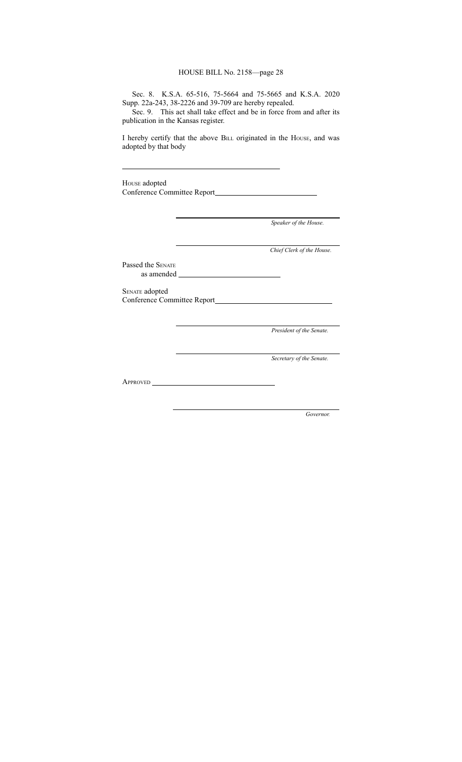Sec. 8. K.S.A. 65-516, 75-5664 and 75-5665 and K.S.A. 2020 Supp. 22a-243, 38-2226 and 39-709 are hereby repealed.

Sec. 9. This act shall take effect and be in force from and after its publication in the Kansas register.

I hereby certify that the above BILL originated in the HOUSE, and was adopted by that body

\_\_\_\_\_\_\_\_\_\_\_\_\_\_\_\_\_\_\_\_\_\_\_\_\_\_\_\_\_\_\_\_\_\_\_\_\_\_\_\_

HOUSE adopted
Conference Committee Report\_\_\_\_\_\_\_\_\_\_\_\_\_\_\_\_\_\_\_\_\_\_\_\_\_\_\_\_

\_\_\_\_\_\_\_\_\_\_\_\_\_\_\_\_\_\_\_\_\_\_\_\_\_\_\_\_\_\_\_\_\_\_\_\_\_\_\_\_
*Speaker of the House.*

\_\_\_\_\_\_\_\_\_\_\_\_\_\_\_\_\_\_\_\_\_\_\_\_\_\_\_\_\_\_\_\_\_\_\_\_\_\_\_\_
*Chief Clerk of the House.*

Passed the SENATE
as amended \_\_\_\_\_\_\_\_\_\_\_\_\_\_\_\_\_\_\_\_\_\_\_\_\_\_\_\_

SENATE adopted
Conference Committee Report\_\_\_\_\_\_\_\_\_\_\_\_\_\_\_\_\_\_\_\_\_\_\_\_\_\_\_\_

\_\_\_\_\_\_\_\_\_\_\_\_\_\_\_\_\_\_\_\_\_\_\_\_\_\_\_\_\_\_\_\_\_\_\_\_\_\_\_\_
*President of the Senate.*

\_\_\_\_\_\_\_\_\_\_\_\_\_\_\_\_\_\_\_\_\_\_\_\_\_\_\_\_\_\_\_\_\_\_\_\_\_\_\_\_
*Secretary of the Senate.*

APPROVED \_\_\_\_\_\_\_\_\_\_\_\_\_\_\_\_\_\_\_\_\_\_\_\_\_\_\_\_\_\_\_\_

\_\_\_\_\_\_\_\_\_\_\_\_\_\_\_\_\_\_\_\_\_\_\_\_\_\_\_\_\_\_\_\_\_\_\_\_\_\_\_\_
*Governor.*